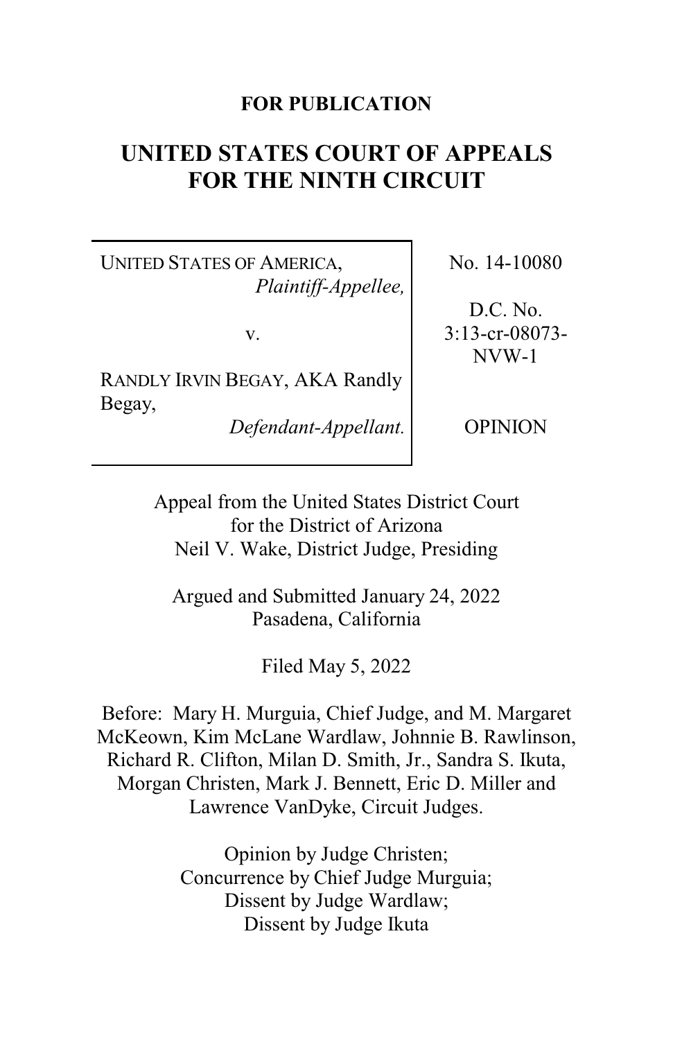**FOR PUBLICATION**

# UNITED STATES COURT OF APPEALS FOR THE NINTH CIRCUIT

| | |
|---|---|
| UNITED STATES OF AMERICA, *Plaintiff-Appellee,* v. RANDLY IRVIN BEGAY, AKA Randly Begay, *Defendant-Appellant.* | No. 14-10080 D.C. No. 3:13-cr-08073-NVW-1 OPINION |

Appeal from the United States District Court
for the District of Arizona
Neil V. Wake, District Judge, Presiding

Argued and Submitted January 24, 2022
Pasadena, California

Filed May 5, 2022

Before: Mary H. Murguia, Chief Judge, and M. Margaret McKeown, Kim McLane Wardlaw, Johnnie B. Rawlinson, Richard R. Clifton, Milan D. Smith, Jr., Sandra S. Ikuta, Morgan Christen, Mark J. Bennett, Eric D. Miller and Lawrence VanDyke, Circuit Judges.

Opinion by Judge Christen;
Concurrence by Chief Judge Murguia;
Dissent by Judge Wardlaw;
Dissent by Judge Ikuta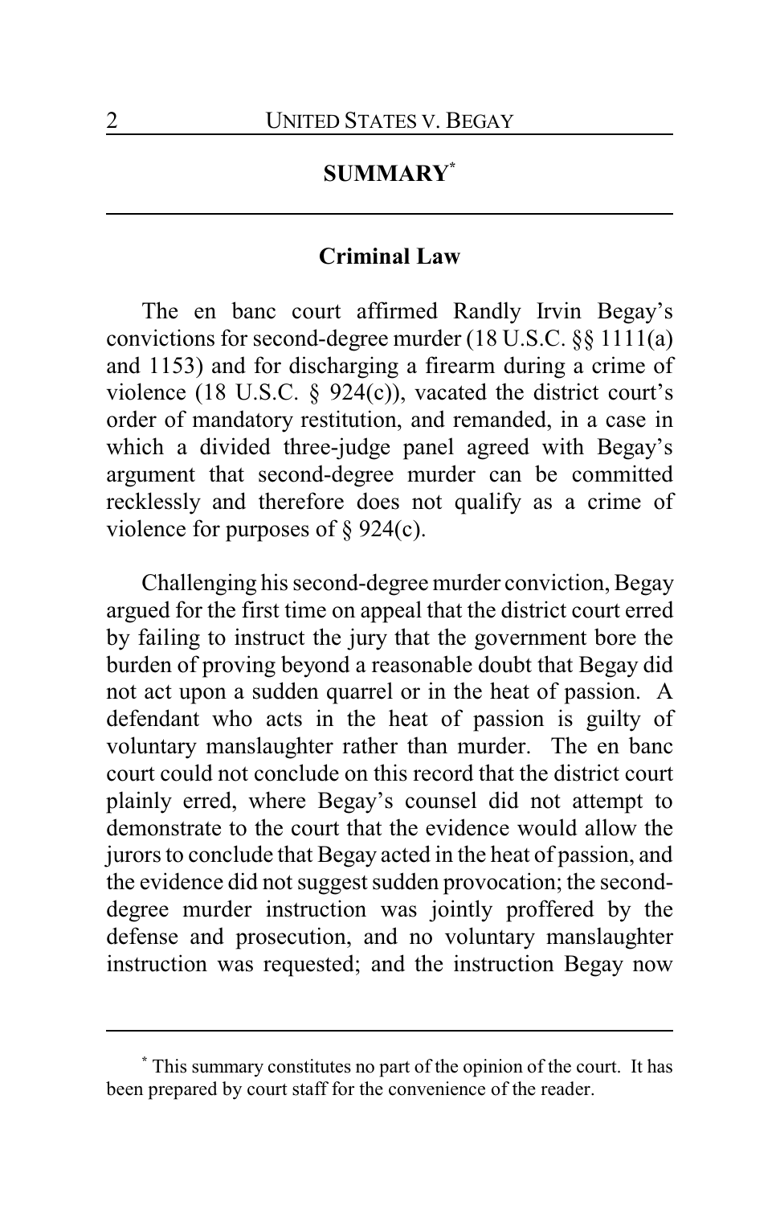## SUMMARY[*]

### Criminal Law

The en banc court affirmed Randly Irvin Begay's convictions for second-degree murder (18 U.S.C. §§ 1111(a) and 1153) and for discharging a firearm during a crime of violence (18 U.S.C. § 924(c)), vacated the district court's order of mandatory restitution, and remanded, in a case in which a divided three-judge panel agreed with Begay's argument that second-degree murder can be committed recklessly and therefore does not qualify as a crime of violence for purposes of § 924(c).

Challenging his second-degree murder conviction, Begay argued for the first time on appeal that the district court erred by failing to instruct the jury that the government bore the burden of proving beyond a reasonable doubt that Begay did not act upon a sudden quarrel or in the heat of passion. A defendant who acts in the heat of passion is guilty of voluntary manslaughter rather than murder. The en banc court could not conclude on this record that the district court plainly erred, where Begay's counsel did not attempt to demonstrate to the court that the evidence would allow the jurors to conclude that Begay acted in the heat of passion, and the evidence did not suggest sudden provocation; the second-degree murder instruction was jointly proffered by the defense and prosecution, and no voluntary manslaughter instruction was requested; and the instruction Begay now

---

[*] This summary constitutes no part of the opinion of the court. It has been prepared by court staff for the convenience of the reader.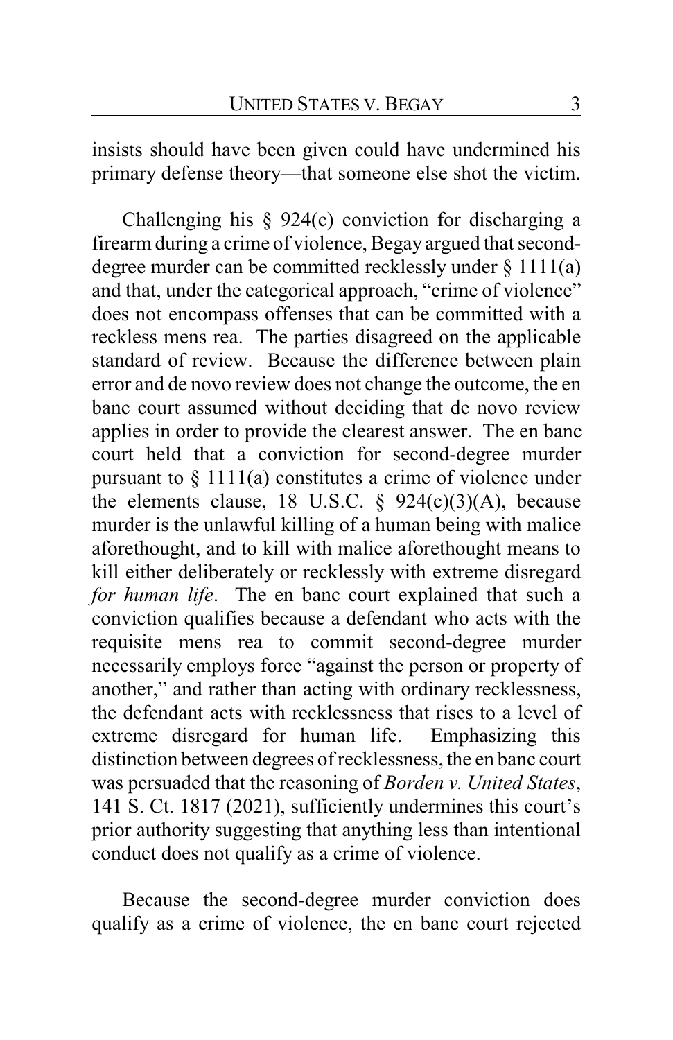insists should have been given could have undermined his primary defense theory—that someone else shot the victim.

Challenging his § 924(c) conviction for discharging a firearm during a crime of violence, Begay argued that second-degree murder can be committed recklessly under § 1111(a) and that, under the categorical approach, "crime of violence" does not encompass offenses that can be committed with a reckless mens rea. The parties disagreed on the applicable standard of review. Because the difference between plain error and de novo review does not change the outcome, the en banc court assumed without deciding that de novo review applies in order to provide the clearest answer. The en banc court held that a conviction for second-degree murder pursuant to § 1111(a) constitutes a crime of violence under the elements clause, 18 U.S.C. § 924(c)(3)(A), because murder is the unlawful killing of a human being with malice aforethought, and to kill with malice aforethought means to kill either deliberately or recklessly with extreme disregard *for human life*. The en banc court explained that such a conviction qualifies because a defendant who acts with the requisite mens rea to commit second-degree murder necessarily employs force "against the person or property of another," and rather than acting with ordinary recklessness, the defendant acts with recklessness that rises to a level of extreme disregard for human life. Emphasizing this distinction between degrees of recklessness, the en banc court was persuaded that the reasoning of *Borden v. United States*, 141 S. Ct. 1817 (2021), sufficiently undermines this court's prior authority suggesting that anything less than intentional conduct does not qualify as a crime of violence.

Because the second-degree murder conviction does qualify as a crime of violence, the en banc court rejected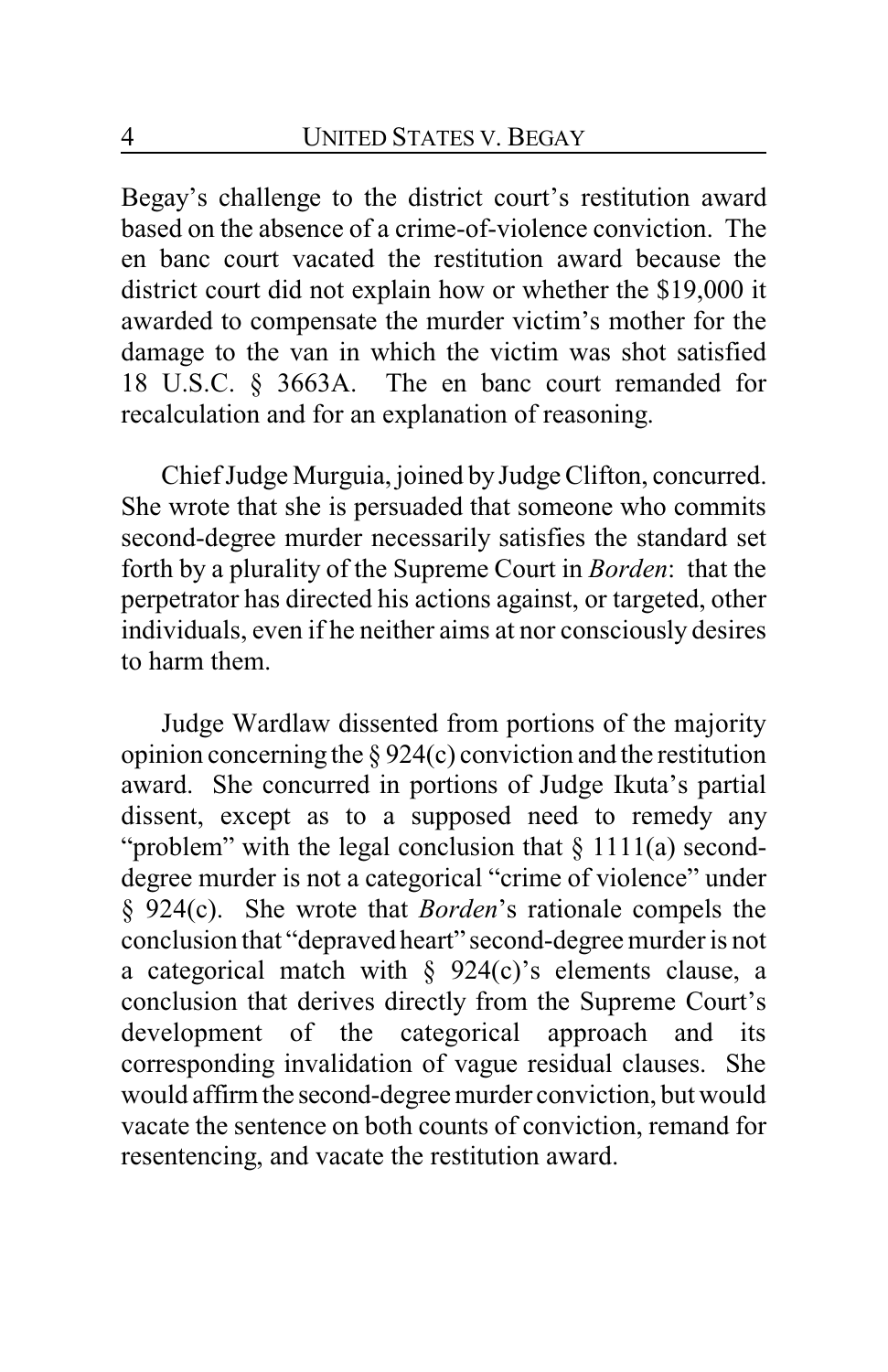Begay's challenge to the district court's restitution award based on the absence of a crime-of-violence conviction. The en banc court vacated the restitution award because the district court did not explain how or whether the $19,000 it awarded to compensate the murder victim's mother for the damage to the van in which the victim was shot satisfied 18 U.S.C. § 3663A. The en banc court remanded for recalculation and for an explanation of reasoning.

Chief Judge Murguia, joined by Judge Clifton, concurred. She wrote that she is persuaded that someone who commits second-degree murder necessarily satisfies the standard set forth by a plurality of the Supreme Court in *Borden*: that the perpetrator has directed his actions against, or targeted, other individuals, even if he neither aims at nor consciously desires to harm them.

Judge Wardlaw dissented from portions of the majority opinion concerning the § 924(c) conviction and the restitution award. She concurred in portions of Judge Ikuta's partial dissent, except as to a supposed need to remedy any "problem" with the legal conclusion that § 1111(a) second-degree murder is not a categorical "crime of violence" under § 924(c). She wrote that *Borden*'s rationale compels the conclusion that "depraved heart" second-degree murder is not a categorical match with § 924(c)'s elements clause, a conclusion that derives directly from the Supreme Court's development of the categorical approach and its corresponding invalidation of vague residual clauses. She would affirm the second-degree murder conviction, but would vacate the sentence on both counts of conviction, remand for resentencing, and vacate the restitution award.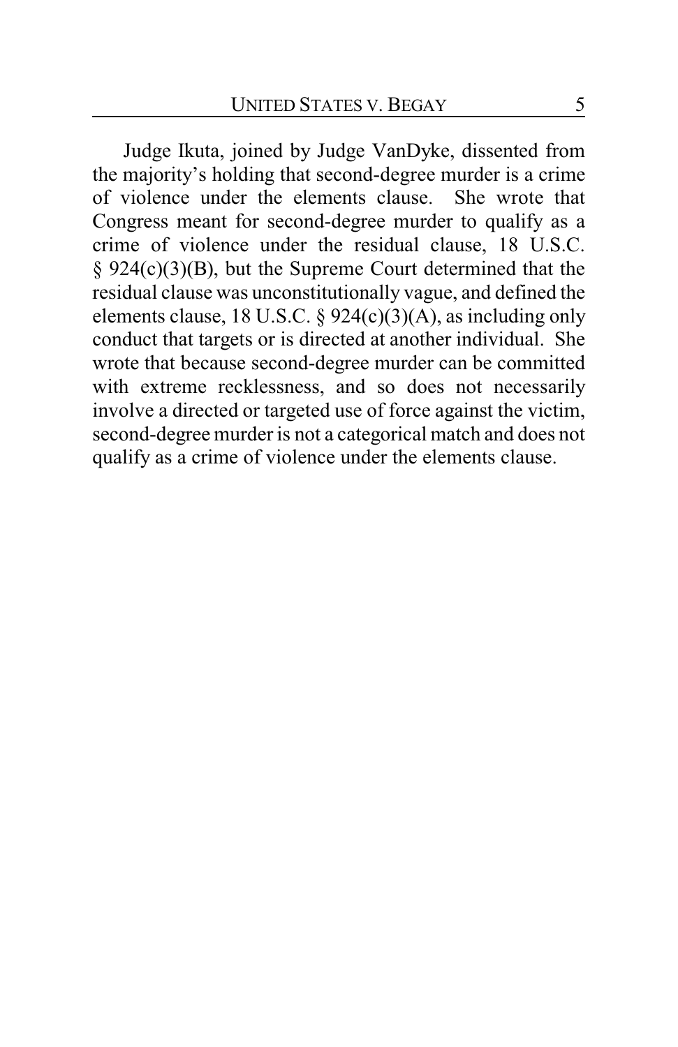Judge Ikuta, joined by Judge VanDyke, dissented from the majority's holding that second-degree murder is a crime of violence under the elements clause. She wrote that Congress meant for second-degree murder to qualify as a crime of violence under the residual clause, 18 U.S.C. § 924(c)(3)(B), but the Supreme Court determined that the residual clause was unconstitutionally vague, and defined the elements clause, 18 U.S.C. § 924(c)(3)(A), as including only conduct that targets or is directed at another individual. She wrote that because second-degree murder can be committed with extreme recklessness, and so does not necessarily involve a directed or targeted use of force against the victim, second-degree murder is not a categorical match and does not qualify as a crime of violence under the elements clause.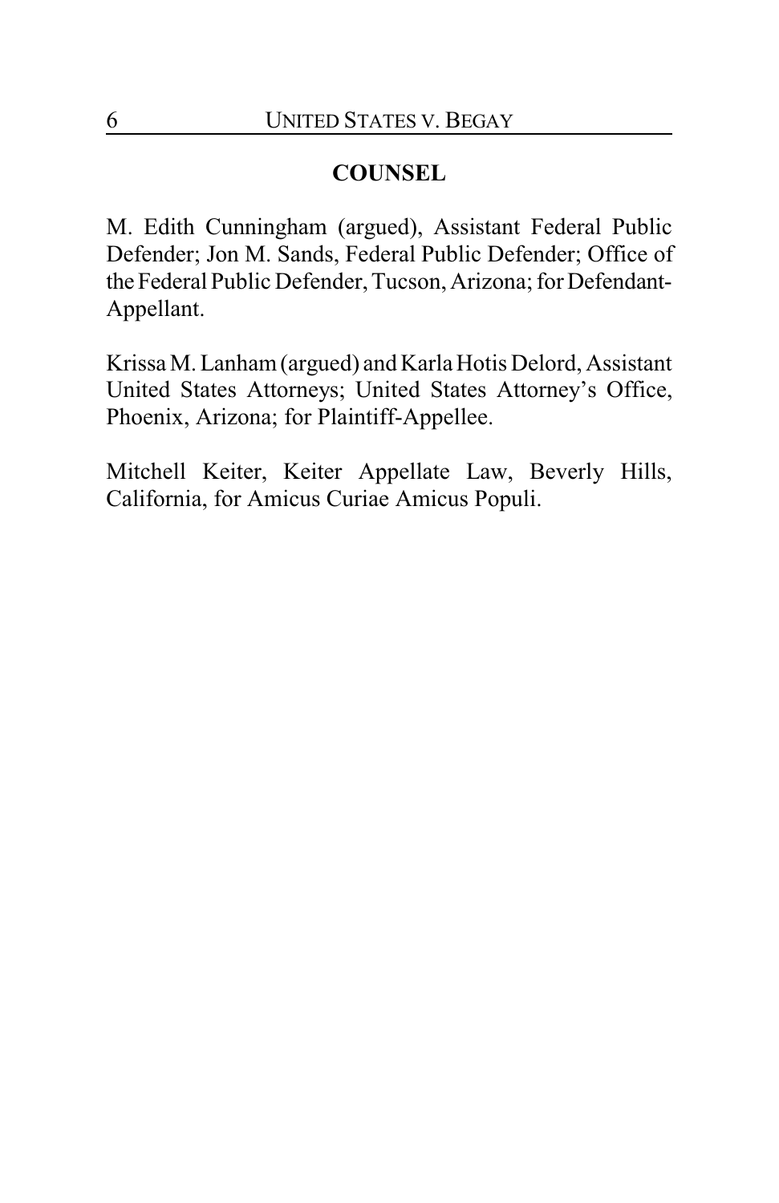## COUNSEL

M. Edith Cunningham (argued), Assistant Federal Public Defender; Jon M. Sands, Federal Public Defender; Office of the Federal Public Defender, Tucson, Arizona; for Defendant-Appellant.

Krissa M. Lanham (argued) and Karla Hotis Delord, Assistant United States Attorneys; United States Attorney's Office, Phoenix, Arizona; for Plaintiff-Appellee.

Mitchell Keiter, Keiter Appellate Law, Beverly Hills, California, for Amicus Curiae Amicus Populi.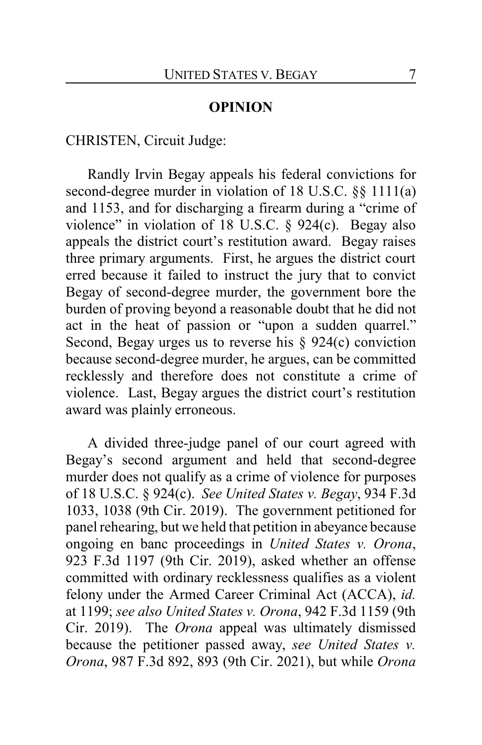## OPINION

CHRISTEN, Circuit Judge:

Randly Irvin Begay appeals his federal convictions for second-degree murder in violation of 18 U.S.C. §§ 1111(a) and 1153, and for discharging a firearm during a "crime of violence" in violation of 18 U.S.C. § 924(c). Begay also appeals the district court's restitution award. Begay raises three primary arguments. First, he argues the district court erred because it failed to instruct the jury that to convict Begay of second-degree murder, the government bore the burden of proving beyond a reasonable doubt that he did not act in the heat of passion or "upon a sudden quarrel." Second, Begay urges us to reverse his § 924(c) conviction because second-degree murder, he argues, can be committed recklessly and therefore does not constitute a crime of violence. Last, Begay argues the district court's restitution award was plainly erroneous.

A divided three-judge panel of our court agreed with Begay's second argument and held that second-degree murder does not qualify as a crime of violence for purposes of 18 U.S.C. § 924(c). *See United States v. Begay*, 934 F.3d 1033, 1038 (9th Cir. 2019). The government petitioned for panel rehearing, but we held that petition in abeyance because ongoing en banc proceedings in *United States v. Orona*, 923 F.3d 1197 (9th Cir. 2019), asked whether an offense committed with ordinary recklessness qualifies as a violent felony under the Armed Career Criminal Act (ACCA), *id.* at 1199; *see also United States v. Orona*, 942 F.3d 1159 (9th Cir. 2019). The *Orona* appeal was ultimately dismissed because the petitioner passed away, *see United States v. Orona*, 987 F.3d 892, 893 (9th Cir. 2021), but while *Orona*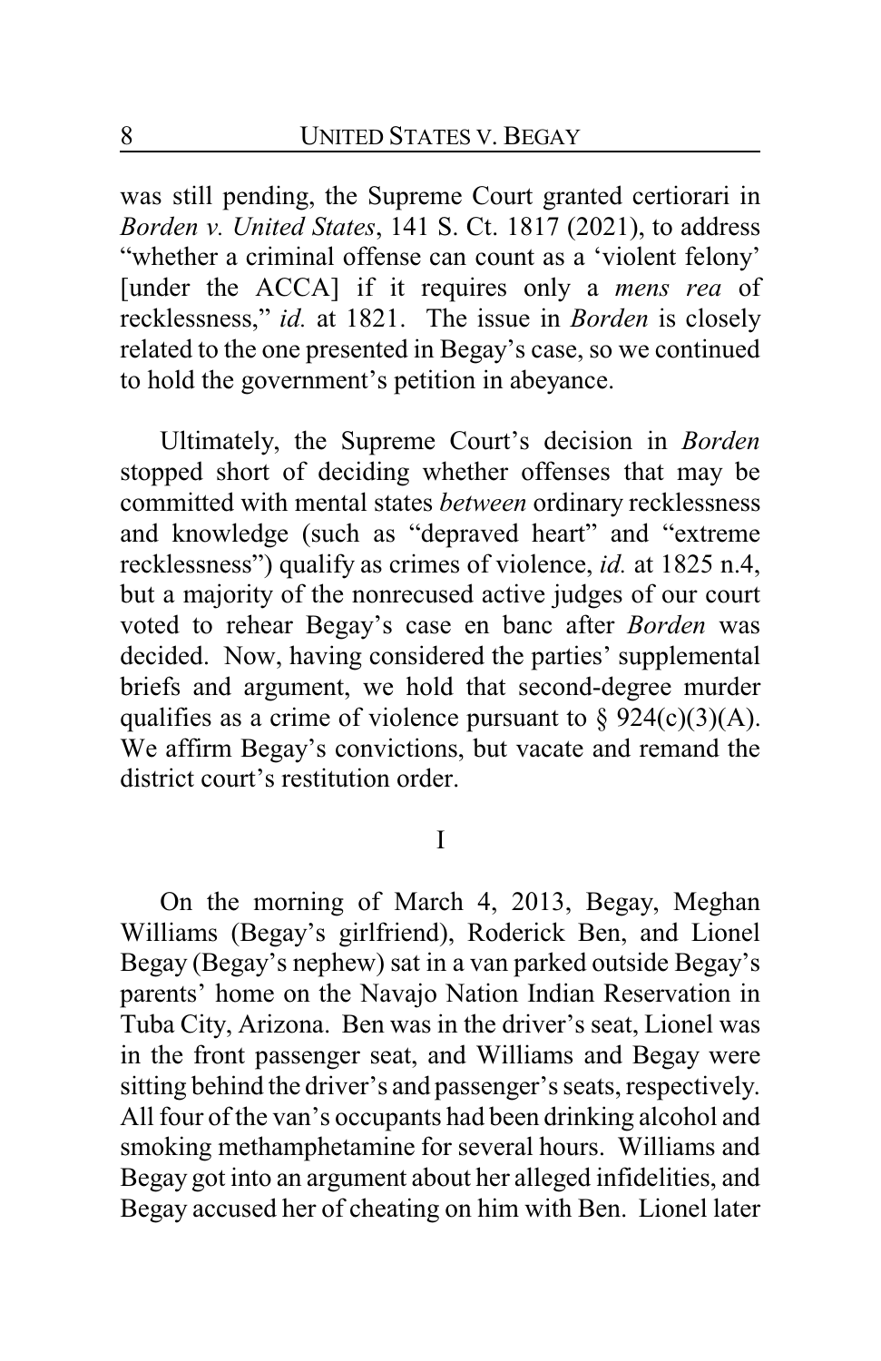was still pending, the Supreme Court granted certiorari in *Borden v. United States*, 141 S. Ct. 1817 (2021), to address "whether a criminal offense can count as a 'violent felony' [under the ACCA] if it requires only a *mens rea* of recklessness," *id.* at 1821. The issue in *Borden* is closely related to the one presented in Begay's case, so we continued to hold the government's petition in abeyance.

Ultimately, the Supreme Court's decision in *Borden* stopped short of deciding whether offenses that may be committed with mental states *between* ordinary recklessness and knowledge (such as "depraved heart" and "extreme recklessness") qualify as crimes of violence, *id.* at 1825 n.4, but a majority of the nonrecused active judges of our court voted to rehear Begay's case en banc after *Borden* was decided. Now, having considered the parties' supplemental briefs and argument, we hold that second-degree murder qualifies as a crime of violence pursuant to § 924(c)(3)(A). We affirm Begay's convictions, but vacate and remand the district court's restitution order.

## I

On the morning of March 4, 2013, Begay, Meghan Williams (Begay's girlfriend), Roderick Ben, and Lionel Begay (Begay's nephew) sat in a van parked outside Begay's parents' home on the Navajo Nation Indian Reservation in Tuba City, Arizona. Ben was in the driver's seat, Lionel was in the front passenger seat, and Williams and Begay were sitting behind the driver's and passenger's seats, respectively. All four of the van's occupants had been drinking alcohol and smoking methamphetamine for several hours. Williams and Begay got into an argument about her alleged infidelities, and Begay accused her of cheating on him with Ben. Lionel later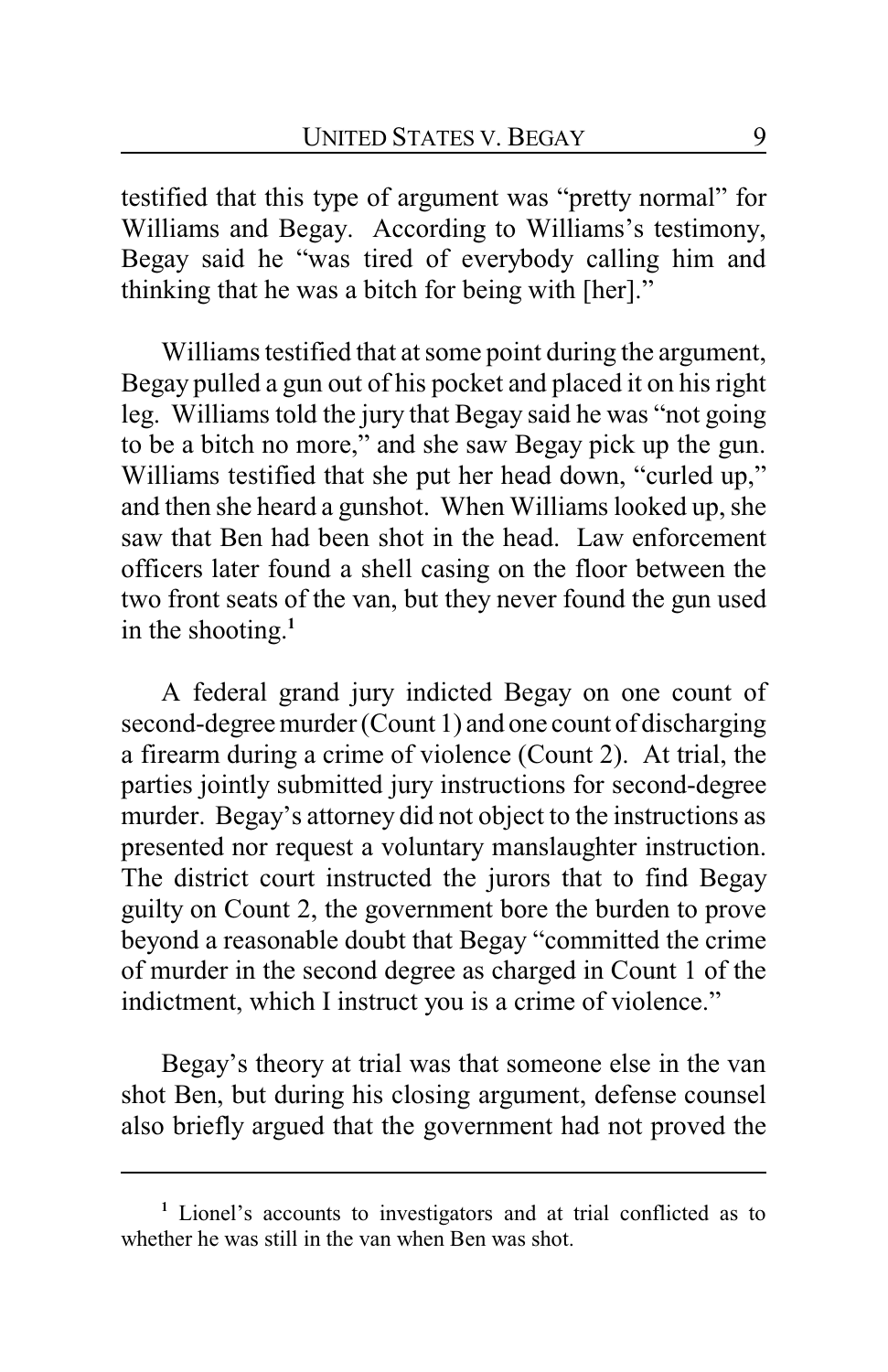testified that this type of argument was "pretty normal" for Williams and Begay. According to Williams's testimony, Begay said he "was tired of everybody calling him and thinking that he was a bitch for being with [her]."

Williams testified that at some point during the argument, Begay pulled a gun out of his pocket and placed it on his right leg. Williams told the jury that Begay said he was "not going to be a bitch no more," and she saw Begay pick up the gun. Williams testified that she put her head down, "curled up," and then she heard a gunshot. When Williams looked up, she saw that Ben had been shot in the head. Law enforcement officers later found a shell casing on the floor between the two front seats of the van, but they never found the gun used in the shooting.[1]

A federal grand jury indicted Begay on one count of second-degree murder (Count 1) and one count of discharging a firearm during a crime of violence (Count 2). At trial, the parties jointly submitted jury instructions for second-degree murder. Begay's attorney did not object to the instructions as presented nor request a voluntary manslaughter instruction. The district court instructed the jurors that to find Begay guilty on Count 2, the government bore the burden to prove beyond a reasonable doubt that Begay "committed the crime of murder in the second degree as charged in Count 1 of the indictment, which I instruct you is a crime of violence."

Begay's theory at trial was that someone else in the van shot Ben, but during his closing argument, defense counsel also briefly argued that the government had not proved the

---

[1] Lionel's accounts to investigators and at trial conflicted as to whether he was still in the van when Ben was shot.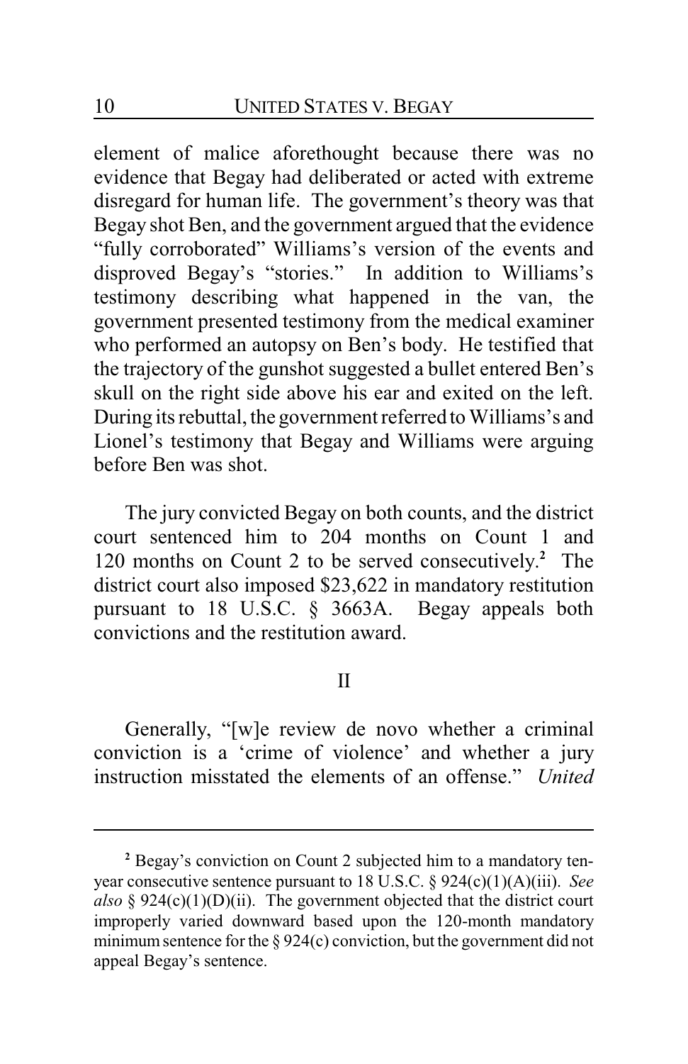element of malice aforethought because there was no evidence that Begay had deliberated or acted with extreme disregard for human life. The government's theory was that Begay shot Ben, and the government argued that the evidence "fully corroborated" Williams's version of the events and disproved Begay's "stories." In addition to Williams's testimony describing what happened in the van, the government presented testimony from the medical examiner who performed an autopsy on Ben's body. He testified that the trajectory of the gunshot suggested a bullet entered Ben's skull on the right side above his ear and exited on the left. During its rebuttal, the government referred to Williams's and Lionel's testimony that Begay and Williams were arguing before Ben was shot.

The jury convicted Begay on both counts, and the district court sentenced him to 204 months on Count 1 and 120 months on Count 2 to be served consecutively.[2] The district court also imposed $23,622 in mandatory restitution pursuant to 18 U.S.C. § 3663A. Begay appeals both convictions and the restitution award.

## II

Generally, "[w]e review de novo whether a criminal conviction is a 'crime of violence' and whether a jury instruction misstated the elements of an offense." *United*

---

[2] Begay's conviction on Count 2 subjected him to a mandatory ten-year consecutive sentence pursuant to 18 U.S.C. § 924(c)(1)(A)(iii). *See also* § 924(c)(1)(D)(ii). The government objected that the district court improperly varied downward based upon the 120-month mandatory minimum sentence for the § 924(c) conviction, but the government did not appeal Begay's sentence.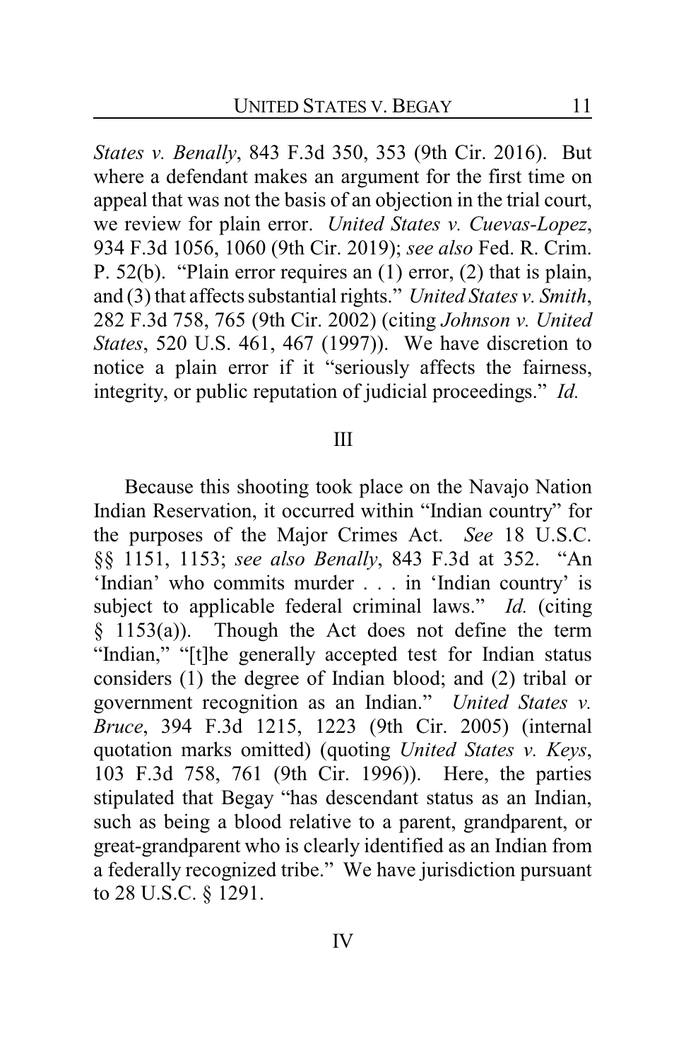*States v. Benally*, 843 F.3d 350, 353 (9th Cir. 2016). But where a defendant makes an argument for the first time on appeal that was not the basis of an objection in the trial court, we review for plain error. *United States v. Cuevas-Lopez*, 934 F.3d 1056, 1060 (9th Cir. 2019); *see also* Fed. R. Crim. P. 52(b). "Plain error requires an (1) error, (2) that is plain, and (3) that affects substantial rights." *United States v. Smith*, 282 F.3d 758, 765 (9th Cir. 2002) (citing *Johnson v. United States*, 520 U.S. 461, 467 (1997)). We have discretion to notice a plain error if it "seriously affects the fairness, integrity, or public reputation of judicial proceedings." *Id.*

## III

Because this shooting took place on the Navajo Nation Indian Reservation, it occurred within "Indian country" for the purposes of the Major Crimes Act. *See* 18 U.S.C. §§ 1151, 1153; *see also Benally*, 843 F.3d at 352. "An 'Indian' who commits murder . . . in 'Indian country' is subject to applicable federal criminal laws." *Id.* (citing § 1153(a)). Though the Act does not define the term "Indian," "[t]he generally accepted test for Indian status considers (1) the degree of Indian blood; and (2) tribal or government recognition as an Indian." *United States v. Bruce*, 394 F.3d 1215, 1223 (9th Cir. 2005) (internal quotation marks omitted) (quoting *United States v. Keys*, 103 F.3d 758, 761 (9th Cir. 1996)). Here, the parties stipulated that Begay "has descendant status as an Indian, such as being a blood relative to a parent, grandparent, or great-grandparent who is clearly identified as an Indian from a federally recognized tribe." We have jurisdiction pursuant to 28 U.S.C. § 1291.

## IV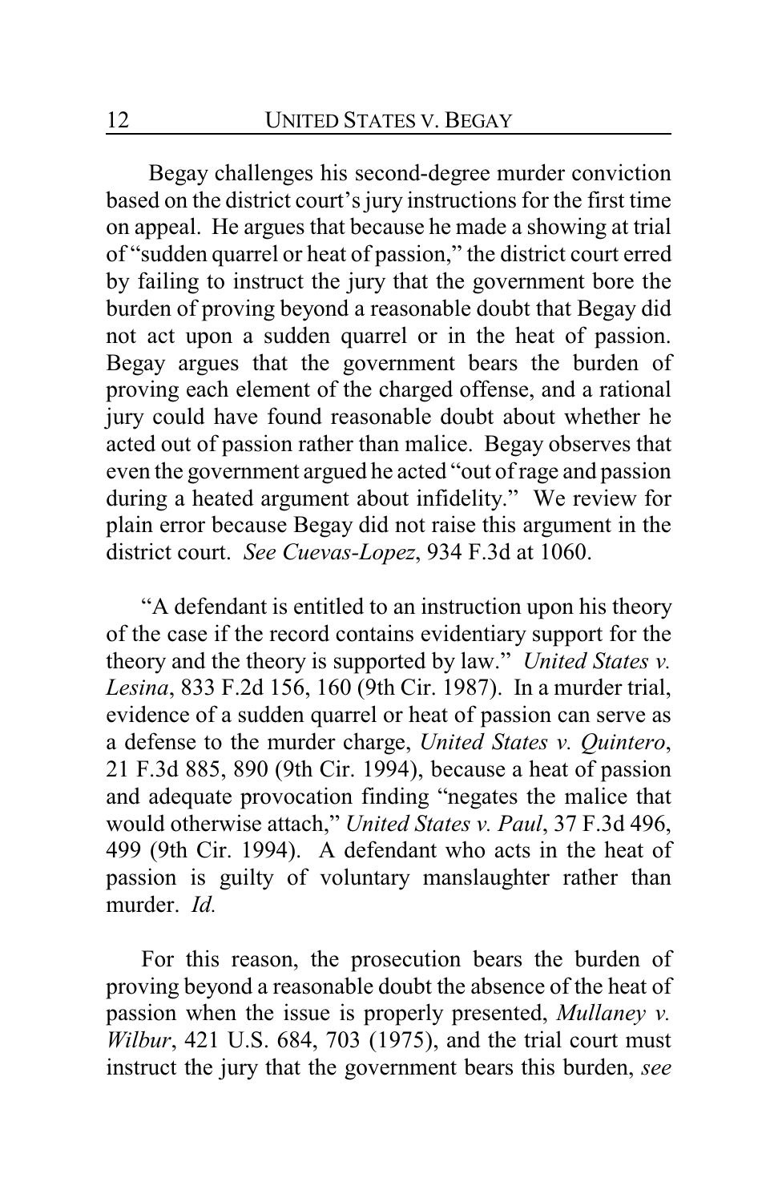Begay challenges his second-degree murder conviction based on the district court's jury instructions for the first time on appeal. He argues that because he made a showing at trial of "sudden quarrel or heat of passion," the district court erred by failing to instruct the jury that the government bore the burden of proving beyond a reasonable doubt that Begay did not act upon a sudden quarrel or in the heat of passion. Begay argues that the government bears the burden of proving each element of the charged offense, and a rational jury could have found reasonable doubt about whether he acted out of passion rather than malice. Begay observes that even the government argued he acted "out of rage and passion during a heated argument about infidelity." We review for plain error because Begay did not raise this argument in the district court. *See Cuevas-Lopez*, 934 F.3d at 1060.

"A defendant is entitled to an instruction upon his theory of the case if the record contains evidentiary support for the theory and the theory is supported by law." *United States v. Lesina*, 833 F.2d 156, 160 (9th Cir. 1987). In a murder trial, evidence of a sudden quarrel or heat of passion can serve as a defense to the murder charge, *United States v. Quintero*, 21 F.3d 885, 890 (9th Cir. 1994), because a heat of passion and adequate provocation finding "negates the malice that would otherwise attach," *United States v. Paul*, 37 F.3d 496, 499 (9th Cir. 1994). A defendant who acts in the heat of passion is guilty of voluntary manslaughter rather than murder. *Id.*

For this reason, the prosecution bears the burden of proving beyond a reasonable doubt the absence of the heat of passion when the issue is properly presented, *Mullaney v. Wilbur*, 421 U.S. 684, 703 (1975), and the trial court must instruct the jury that the government bears this burden, *see*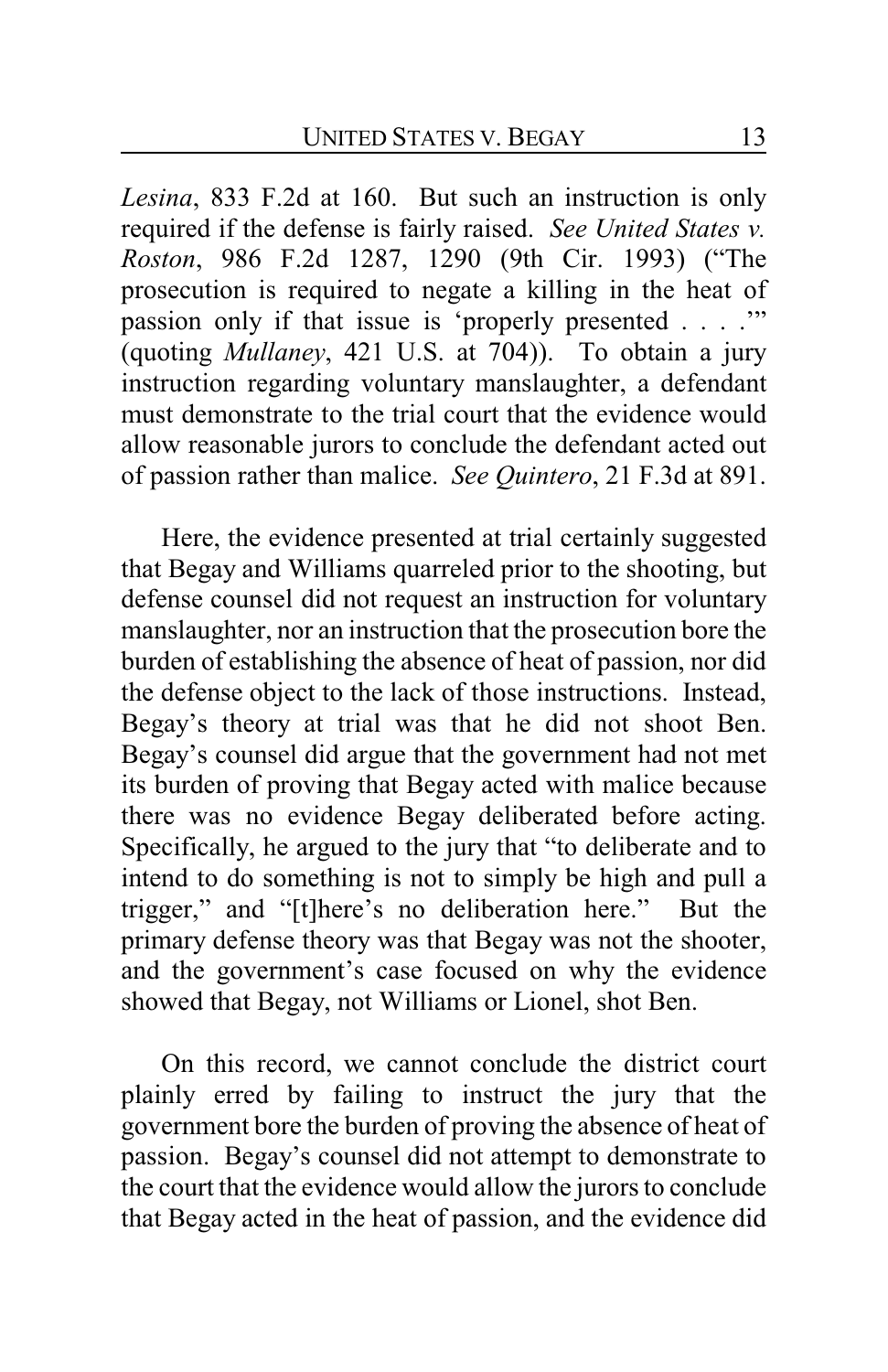*Lesina*, 833 F.2d at 160. But such an instruction is only required if the defense is fairly raised. *See United States v. Roston*, 986 F.2d 1287, 1290 (9th Cir. 1993) ("The prosecution is required to negate a killing in the heat of passion only if that issue is 'properly presented . . . .'" (quoting *Mullaney*, 421 U.S. at 704)). To obtain a jury instruction regarding voluntary manslaughter, a defendant must demonstrate to the trial court that the evidence would allow reasonable jurors to conclude the defendant acted out of passion rather than malice. *See Quintero*, 21 F.3d at 891.

Here, the evidence presented at trial certainly suggested that Begay and Williams quarreled prior to the shooting, but defense counsel did not request an instruction for voluntary manslaughter, nor an instruction that the prosecution bore the burden of establishing the absence of heat of passion, nor did the defense object to the lack of those instructions. Instead, Begay's theory at trial was that he did not shoot Ben. Begay's counsel did argue that the government had not met its burden of proving that Begay acted with malice because there was no evidence Begay deliberated before acting. Specifically, he argued to the jury that "to deliberate and to intend to do something is not to simply be high and pull a trigger," and "[t]here's no deliberation here." But the primary defense theory was that Begay was not the shooter, and the government's case focused on why the evidence showed that Begay, not Williams or Lionel, shot Ben.

On this record, we cannot conclude the district court plainly erred by failing to instruct the jury that the government bore the burden of proving the absence of heat of passion. Begay's counsel did not attempt to demonstrate to the court that the evidence would allow the jurors to conclude that Begay acted in the heat of passion, and the evidence did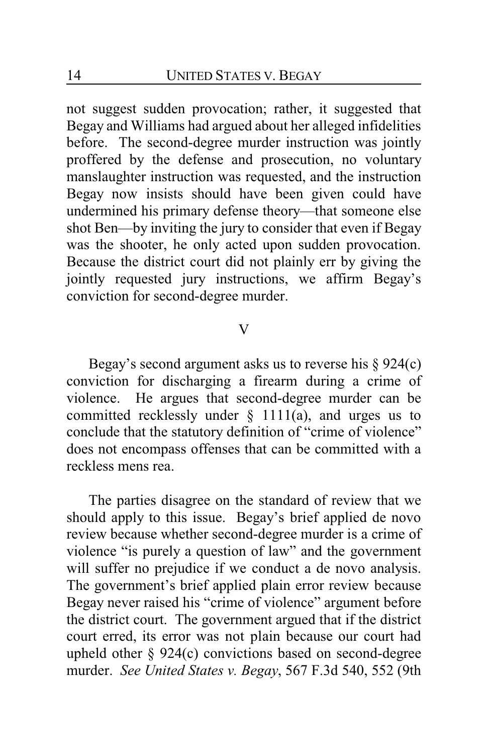not suggest sudden provocation; rather, it suggested that Begay and Williams had argued about her alleged infidelities before. The second-degree murder instruction was jointly proffered by the defense and prosecution, no voluntary manslaughter instruction was requested, and the instruction Begay now insists should have been given could have undermined his primary defense theory—that someone else shot Ben—by inviting the jury to consider that even if Begay was the shooter, he only acted upon sudden provocation. Because the district court did not plainly err by giving the jointly requested jury instructions, we affirm Begay's conviction for second-degree murder.

## V

Begay's second argument asks us to reverse his § 924(c) conviction for discharging a firearm during a crime of violence. He argues that second-degree murder can be committed recklessly under § 1111(a), and urges us to conclude that the statutory definition of "crime of violence" does not encompass offenses that can be committed with a reckless mens rea.

The parties disagree on the standard of review that we should apply to this issue. Begay's brief applied de novo review because whether second-degree murder is a crime of violence "is purely a question of law" and the government will suffer no prejudice if we conduct a de novo analysis. The government's brief applied plain error review because Begay never raised his "crime of violence" argument before the district court. The government argued that if the district court erred, its error was not plain because our court had upheld other § 924(c) convictions based on second-degree murder. *See United States v. Begay*, 567 F.3d 540, 552 (9th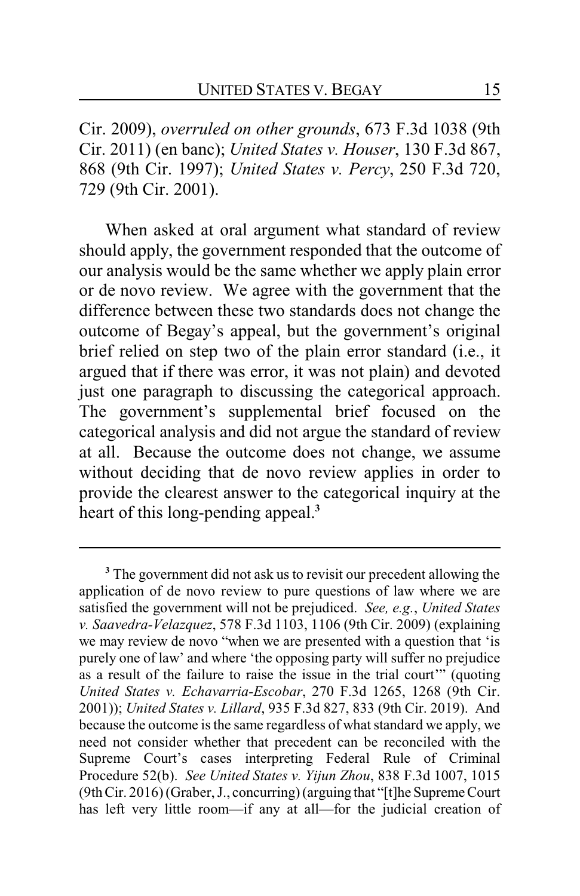Cir. 2009), *overruled on other grounds*, 673 F.3d 1038 (9th Cir. 2011) (en banc); *United States v. Houser*, 130 F.3d 867, 868 (9th Cir. 1997); *United States v. Percy*, 250 F.3d 720, 729 (9th Cir. 2001).

When asked at oral argument what standard of review should apply, the government responded that the outcome of our analysis would be the same whether we apply plain error or de novo review. We agree with the government that the difference between these two standards does not change the outcome of Begay's appeal, but the government's original brief relied on step two of the plain error standard (i.e., it argued that if there was error, it was not plain) and devoted just one paragraph to discussing the categorical approach. The government's supplemental brief focused on the categorical analysis and did not argue the standard of review at all. Because the outcome does not change, we assume without deciding that de novo review applies in order to provide the clearest answer to the categorical inquiry at the heart of this long-pending appeal.[3]

---

[3] The government did not ask us to revisit our precedent allowing the application of de novo review to pure questions of law where we are satisfied the government will not be prejudiced. *See, e.g.*, *United States v. Saavedra-Velazquez*, 578 F.3d 1103, 1106 (9th Cir. 2009) (explaining we may review de novo "when we are presented with a question that 'is purely one of law' and where 'the opposing party will suffer no prejudice as a result of the failure to raise the issue in the trial court'" (quoting *United States v. Echavarria-Escobar*, 270 F.3d 1265, 1268 (9th Cir. 2001)); *United States v. Lillard*, 935 F.3d 827, 833 (9th Cir. 2019). And because the outcome is the same regardless of what standard we apply, we need not consider whether that precedent can be reconciled with the Supreme Court's cases interpreting Federal Rule of Criminal Procedure 52(b). *See United States v. Yijun Zhou*, 838 F.3d 1007, 1015 (9th Cir. 2016) (Graber, J., concurring) (arguing that "[t]he Supreme Court has left very little room—if any at all—for the judicial creation of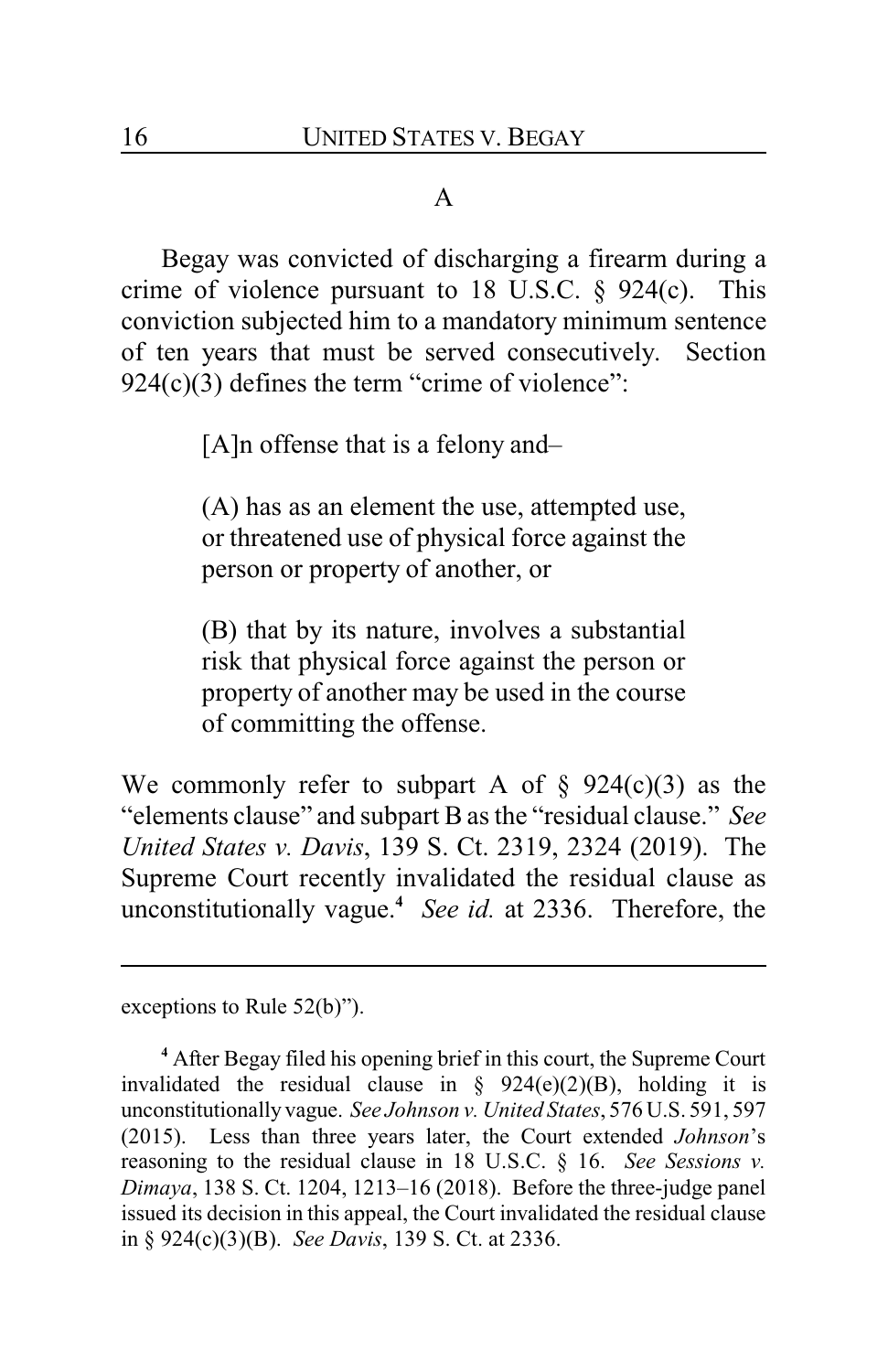## A

Begay was convicted of discharging a firearm during a crime of violence pursuant to 18 U.S.C. § 924(c). This conviction subjected him to a mandatory minimum sentence of ten years that must be served consecutively. Section 924(c)(3) defines the term "crime of violence":

> [A]n offense that is a felony and–
>
> (A) has as an element the use, attempted use, or threatened use of physical force against the person or property of another, or
>
> (B) that by its nature, involves a substantial risk that physical force against the person or property of another may be used in the course of committing the offense.

We commonly refer to subpart A of § 924(c)(3) as the "elements clause" and subpart B as the "residual clause." *See United States v. Davis*, 139 S. Ct. 2319, 2324 (2019). The Supreme Court recently invalidated the residual clause as unconstitutionally vague.[4] *See id.* at 2336. Therefore, the

---

exceptions to Rule 52(b)").

[4] After Begay filed his opening brief in this court, the Supreme Court invalidated the residual clause in § 924(e)(2)(B), holding it is unconstitutionally vague. *See Johnson v. United States*, 576 U.S. 591, 597 (2015). Less than three years later, the Court extended *Johnson*'s reasoning to the residual clause in 18 U.S.C. § 16. *See Sessions v. Dimaya*, 138 S. Ct. 1204, 1213–16 (2018). Before the three-judge panel issued its decision in this appeal, the Court invalidated the residual clause in § 924(c)(3)(B). *See Davis*, 139 S. Ct. at 2336.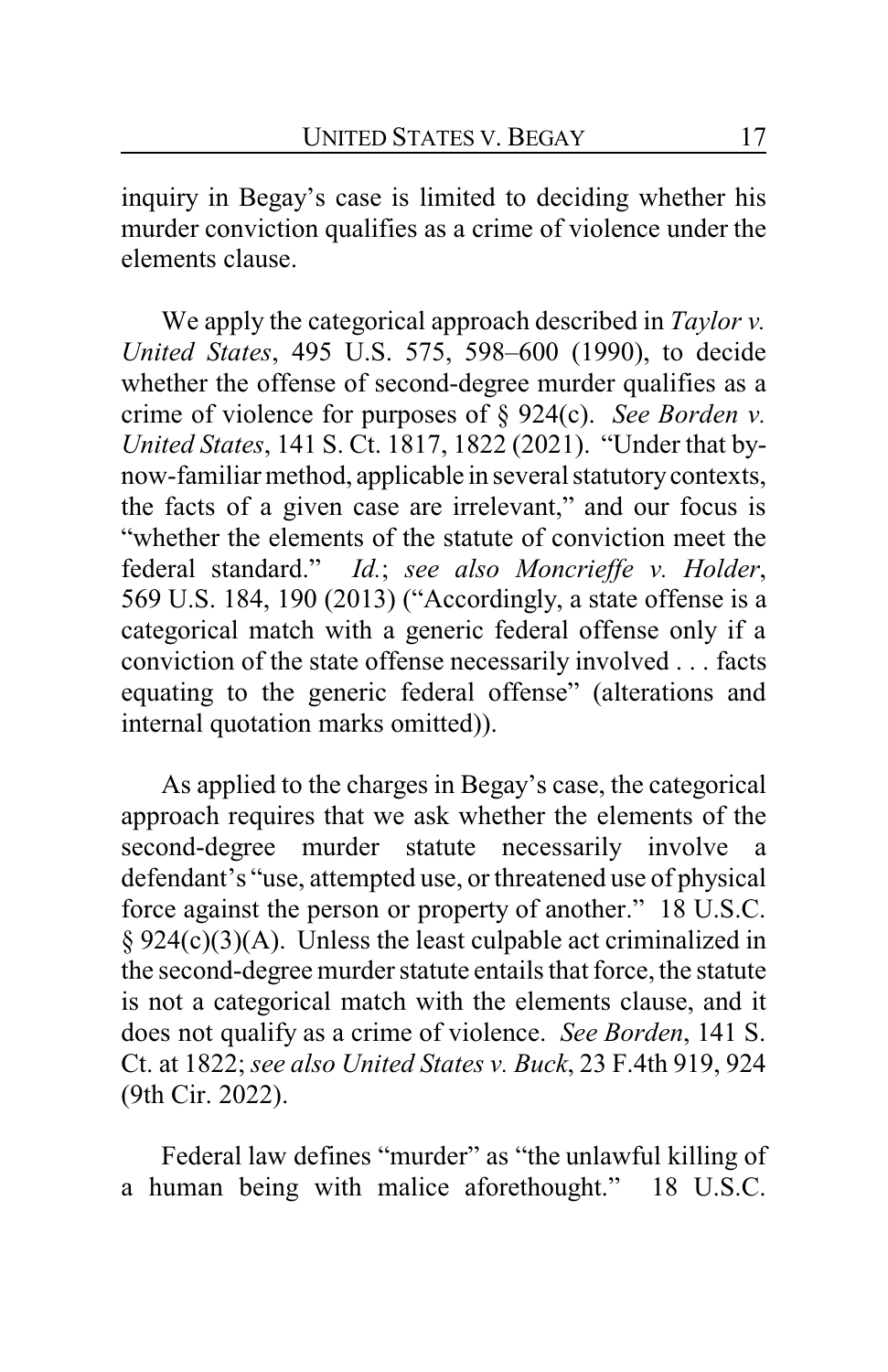inquiry in Begay's case is limited to deciding whether his murder conviction qualifies as a crime of violence under the elements clause.

We apply the categorical approach described in *Taylor v. United States*, 495 U.S. 575, 598–600 (1990), to decide whether the offense of second-degree murder qualifies as a crime of violence for purposes of § 924(c). *See Borden v. United States*, 141 S. Ct. 1817, 1822 (2021). "Under that by-now-familiar method, applicable in several statutory contexts, the facts of a given case are irrelevant," and our focus is "whether the elements of the statute of conviction meet the federal standard." *Id.*; *see also Moncrieffe v. Holder*, 569 U.S. 184, 190 (2013) ("Accordingly, a state offense is a categorical match with a generic federal offense only if a conviction of the state offense necessarily involved . . . facts equating to the generic federal offense" (alterations and internal quotation marks omitted)).

As applied to the charges in Begay's case, the categorical approach requires that we ask whether the elements of the second-degree murder statute necessarily involve a defendant's "use, attempted use, or threatened use of physical force against the person or property of another." 18 U.S.C. § 924(c)(3)(A). Unless the least culpable act criminalized in the second-degree murder statute entails that force, the statute is not a categorical match with the elements clause, and it does not qualify as a crime of violence. *See Borden*, 141 S. Ct. at 1822; *see also United States v. Buck*, 23 F.4th 919, 924 (9th Cir. 2022).

Federal law defines "murder" as "the unlawful killing of a human being with malice aforethought." 18 U.S.C.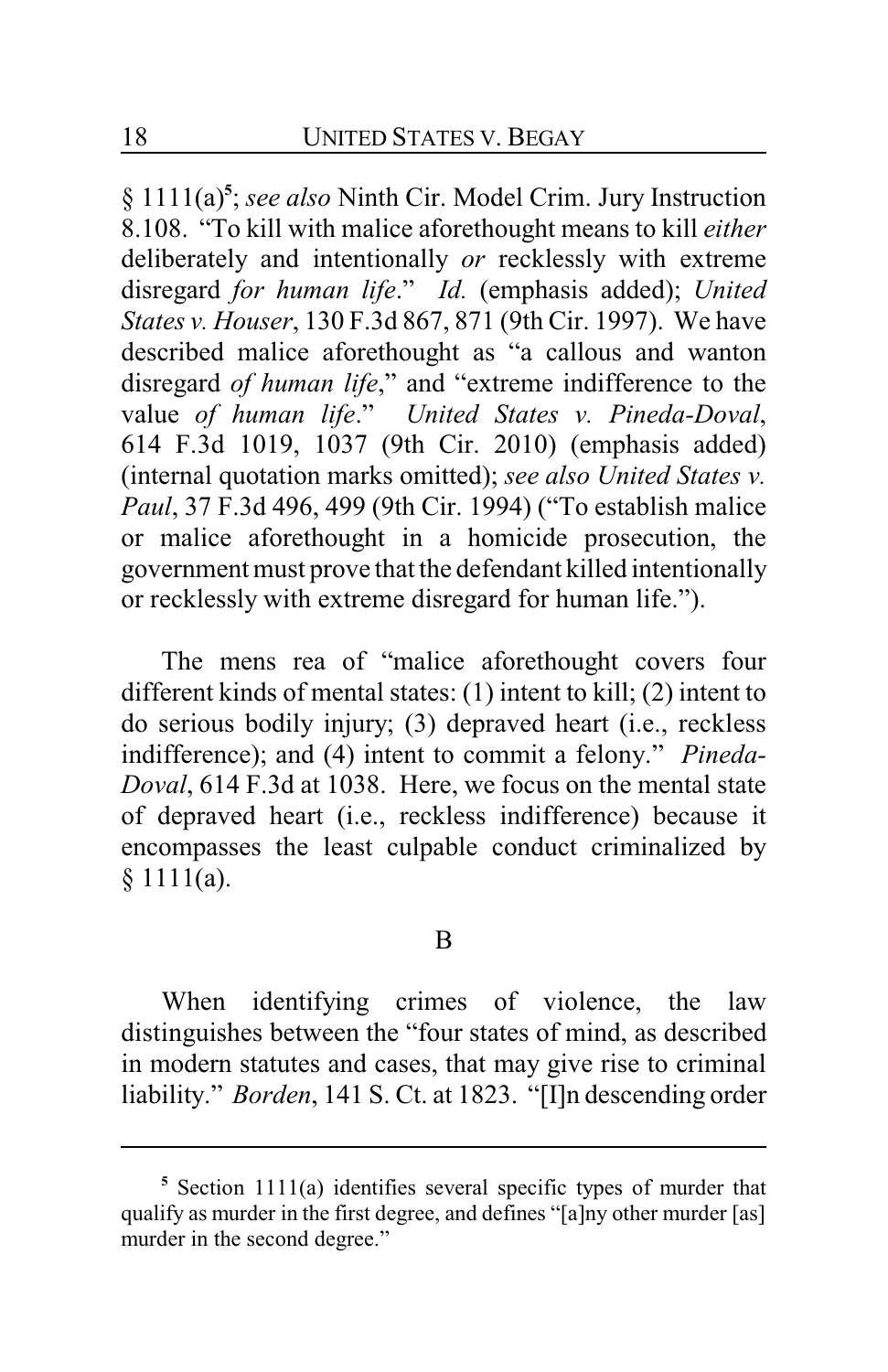§ 1111(a)[5]; *see also* Ninth Cir. Model Crim. Jury Instruction 8.108. "To kill with malice aforethought means to kill *either* deliberately and intentionally *or* recklessly with extreme disregard *for human life*." *Id.* (emphasis added); *United States v. Houser*, 130 F.3d 867, 871 (9th Cir. 1997). We have described malice aforethought as "a callous and wanton disregard *of human life*," and "extreme indifference to the value *of human life*." *United States v. Pineda-Doval*, 614 F.3d 1019, 1037 (9th Cir. 2010) (emphasis added) (internal quotation marks omitted); *see also United States v. Paul*, 37 F.3d 496, 499 (9th Cir. 1994) ("To establish malice or malice aforethought in a homicide prosecution, the government must prove that the defendant killed intentionally or recklessly with extreme disregard for human life.").

The mens rea of "malice aforethought covers four different kinds of mental states: (1) intent to kill; (2) intent to do serious bodily injury; (3) depraved heart (i.e., reckless indifference); and (4) intent to commit a felony." *Pineda-Doval*, 614 F.3d at 1038. Here, we focus on the mental state of depraved heart (i.e., reckless indifference) because it encompasses the least culpable conduct criminalized by § 1111(a).

## B

When identifying crimes of violence, the law distinguishes between the "four states of mind, as described in modern statutes and cases, that may give rise to criminal liability." *Borden*, 141 S. Ct. at 1823. "[I]n descending order

[5] Section 1111(a) identifies several specific types of murder that qualify as murder in the first degree, and defines "[a]ny other murder [as] murder in the second degree."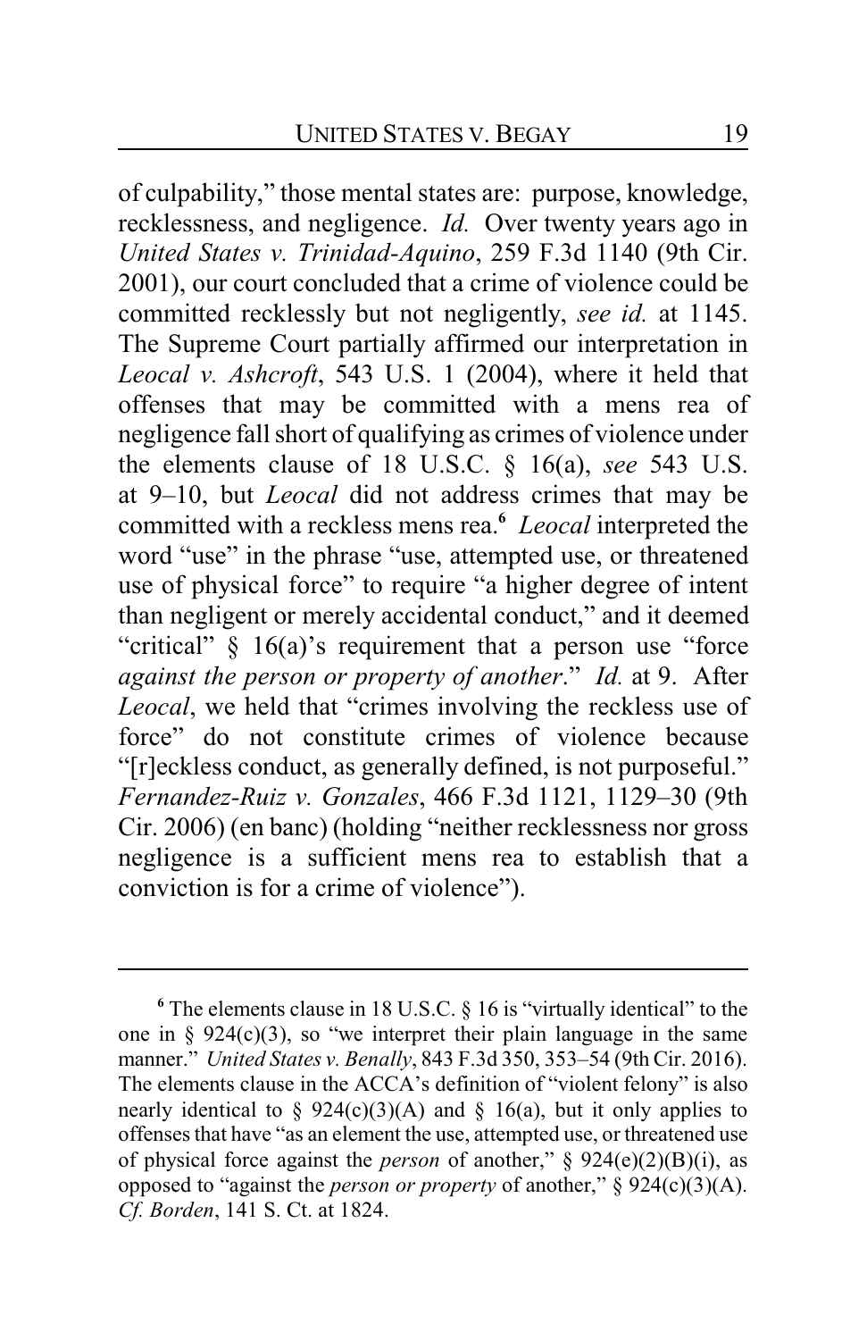of culpability," those mental states are: purpose, knowledge, recklessness, and negligence. *Id.* Over twenty years ago in *United States v. Trinidad-Aquino*, 259 F.3d 1140 (9th Cir. 2001), our court concluded that a crime of violence could be committed recklessly but not negligently, *see id.* at 1145. The Supreme Court partially affirmed our interpretation in *Leocal v. Ashcroft*, 543 U.S. 1 (2004), where it held that offenses that may be committed with a mens rea of negligence fall short of qualifying as crimes of violence under the elements clause of 18 U.S.C. § 16(a), *see* 543 U.S. at 9–10, but *Leocal* did not address crimes that may be committed with a reckless mens rea.[6] *Leocal* interpreted the word "use" in the phrase "use, attempted use, or threatened use of physical force" to require "a higher degree of intent than negligent or merely accidental conduct," and it deemed "critical" § 16(a)'s requirement that a person use "force *against the person or property of another*." *Id.* at 9. After *Leocal*, we held that "crimes involving the reckless use of force" do not constitute crimes of violence because "[r]eckless conduct, as generally defined, is not purposeful." *Fernandez-Ruiz v. Gonzales*, 466 F.3d 1121, 1129–30 (9th Cir. 2006) (en banc) (holding "neither recklessness nor gross negligence is a sufficient mens rea to establish that a conviction is for a crime of violence").

---

[6] The elements clause in 18 U.S.C. § 16 is "virtually identical" to the one in § 924(c)(3), so "we interpret their plain language in the same manner." *United States v. Benally*, 843 F.3d 350, 353–54 (9th Cir. 2016). The elements clause in the ACCA's definition of "violent felony" is also nearly identical to § 924(c)(3)(A) and § 16(a), but it only applies to offenses that have "as an element the use, attempted use, or threatened use of physical force against the *person* of another," § 924(e)(2)(B)(i), as opposed to "against the *person or property* of another," § 924(c)(3)(A). *Cf. Borden*, 141 S. Ct. at 1824.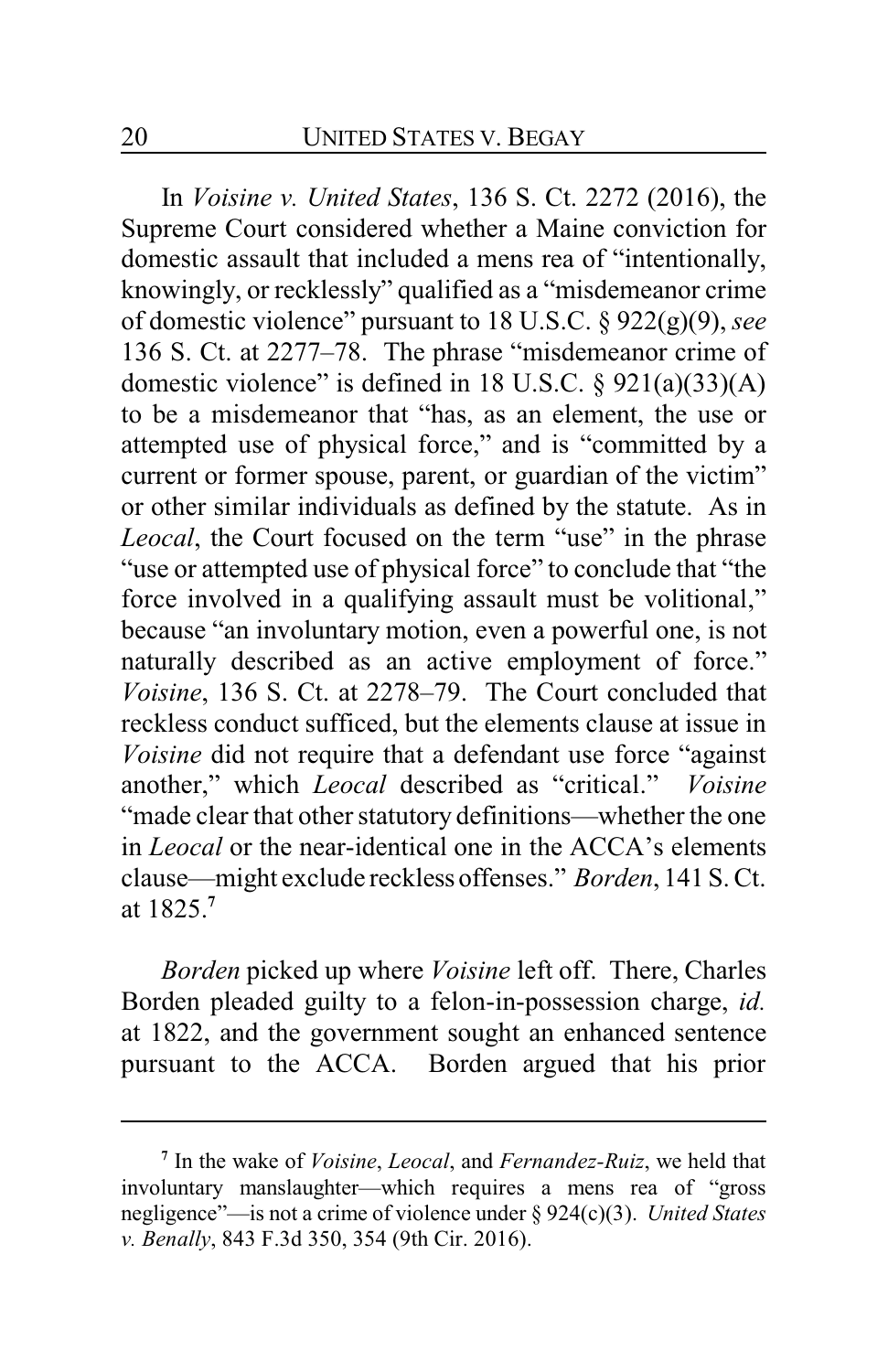In *Voisine v. United States*, 136 S. Ct. 2272 (2016), the Supreme Court considered whether a Maine conviction for domestic assault that included a mens rea of "intentionally, knowingly, or recklessly" qualified as a "misdemeanor crime of domestic violence" pursuant to 18 U.S.C. § 922(g)(9), *see* 136 S. Ct. at 2277–78. The phrase "misdemeanor crime of domestic violence" is defined in 18 U.S.C. § 921(a)(33)(A) to be a misdemeanor that "has, as an element, the use or attempted use of physical force," and is "committed by a current or former spouse, parent, or guardian of the victim" or other similar individuals as defined by the statute. As in *Leocal*, the Court focused on the term "use" in the phrase "use or attempted use of physical force" to conclude that "the force involved in a qualifying assault must be volitional," because "an involuntary motion, even a powerful one, is not naturally described as an active employment of force." *Voisine*, 136 S. Ct. at 2278–79. The Court concluded that reckless conduct sufficed, but the elements clause at issue in *Voisine* did not require that a defendant use force "against another," which *Leocal* described as "critical." *Voisine* "made clear that other statutory definitions—whether the one in *Leocal* or the near-identical one in the ACCA's elements clause—might exclude reckless offenses." *Borden*, 141 S. Ct. at 1825.[7]

*Borden* picked up where *Voisine* left off. There, Charles Borden pleaded guilty to a felon-in-possession charge, *id.* at 1822, and the government sought an enhanced sentence pursuant to the ACCA. Borden argued that his prior

---

[7] In the wake of *Voisine*, *Leocal*, and *Fernandez-Ruiz*, we held that involuntary manslaughter—which requires a mens rea of "gross negligence"—is not a crime of violence under § 924(c)(3). *United States v. Benally*, 843 F.3d 350, 354 (9th Cir. 2016).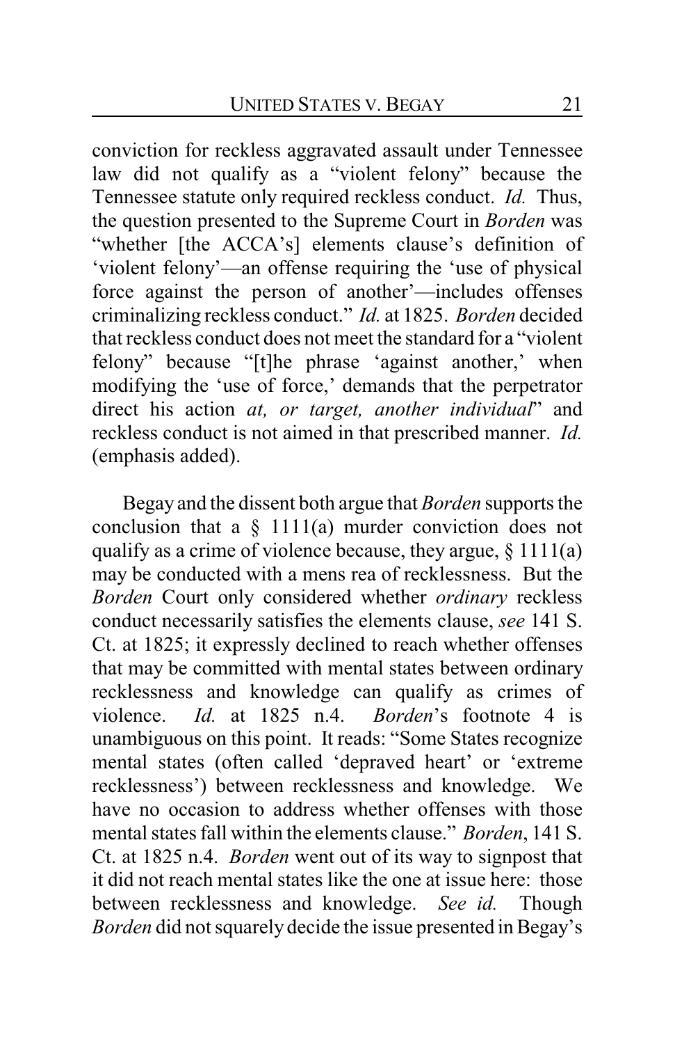conviction for reckless aggravated assault under Tennessee law did not qualify as a "violent felony" because the Tennessee statute only required reckless conduct. *Id.* Thus, the question presented to the Supreme Court in *Borden* was "whether [the ACCA's] elements clause's definition of 'violent felony'—an offense requiring the 'use of physical force against the person of another'—includes offenses criminalizing reckless conduct." *Id.* at 1825. *Borden* decided that reckless conduct does not meet the standard for a "violent felony" because "[t]he phrase 'against another,' when modifying the 'use of force,' demands that the perpetrator direct his action *at, or target, another individual*" and reckless conduct is not aimed in that prescribed manner. *Id.* (emphasis added).

Begay and the dissent both argue that *Borden* supports the conclusion that a § 1111(a) murder conviction does not qualify as a crime of violence because, they argue, § 1111(a) may be conducted with a mens rea of recklessness. But the *Borden* Court only considered whether *ordinary* reckless conduct necessarily satisfies the elements clause, *see* 141 S. Ct. at 1825; it expressly declined to reach whether offenses that may be committed with mental states between ordinary recklessness and knowledge can qualify as crimes of violence. *Id.* at 1825 n.4. *Borden*'s footnote 4 is unambiguous on this point. It reads: "Some States recognize mental states (often called 'depraved heart' or 'extreme recklessness') between recklessness and knowledge. We have no occasion to address whether offenses with those mental states fall within the elements clause." *Borden*, 141 S. Ct. at 1825 n.4. *Borden* went out of its way to signpost that it did not reach mental states like the one at issue here: those between recklessness and knowledge. *See id.* Though *Borden* did not squarely decide the issue presented in Begay's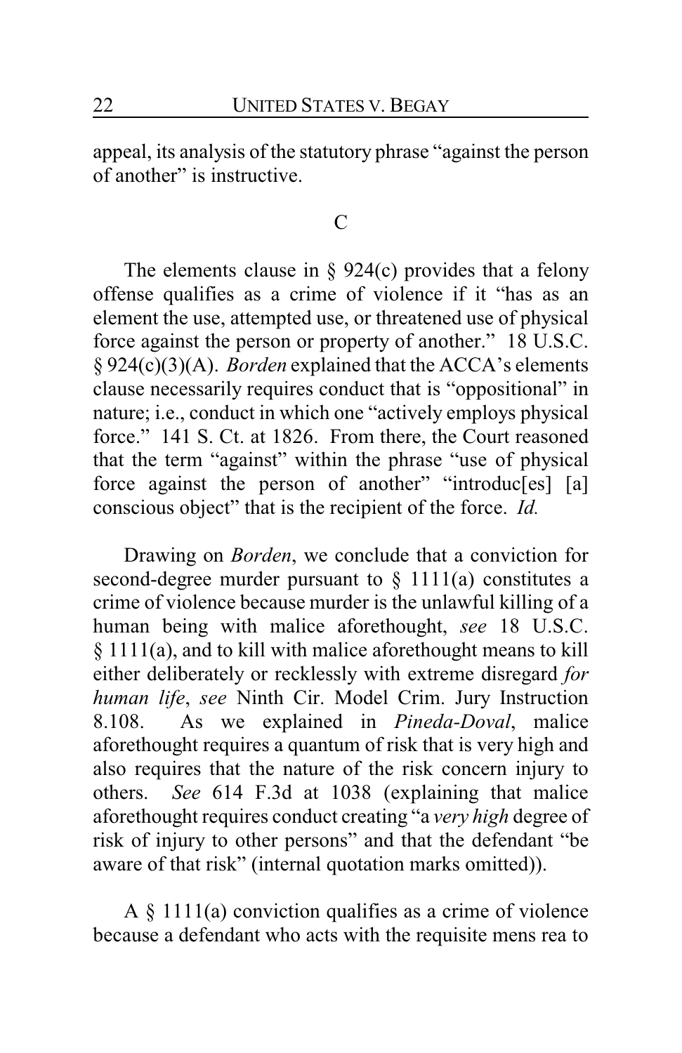appeal, its analysis of the statutory phrase "against the person of another" is instructive.

### C

The elements clause in § 924(c) provides that a felony offense qualifies as a crime of violence if it "has as an element the use, attempted use, or threatened use of physical force against the person or property of another." 18 U.S.C. § 924(c)(3)(A). *Borden* explained that the ACCA's elements clause necessarily requires conduct that is "oppositional" in nature; i.e., conduct in which one "actively employs physical force." 141 S. Ct. at 1826. From there, the Court reasoned that the term "against" within the phrase "use of physical force against the person of another" "introduc[es] [a] conscious object" that is the recipient of the force. *Id.*

Drawing on *Borden*, we conclude that a conviction for second-degree murder pursuant to § 1111(a) constitutes a crime of violence because murder is the unlawful killing of a human being with malice aforethought, *see* 18 U.S.C. § 1111(a), and to kill with malice aforethought means to kill either deliberately or recklessly with extreme disregard *for human life*, *see* Ninth Cir. Model Crim. Jury Instruction 8.108. As we explained in *Pineda-Doval*, malice aforethought requires a quantum of risk that is very high and also requires that the nature of the risk concern injury to others. *See* 614 F.3d at 1038 (explaining that malice aforethought requires conduct creating "a *very high* degree of risk of injury to other persons" and that the defendant "be aware of that risk" (internal quotation marks omitted)).

A § 1111(a) conviction qualifies as a crime of violence because a defendant who acts with the requisite mens rea to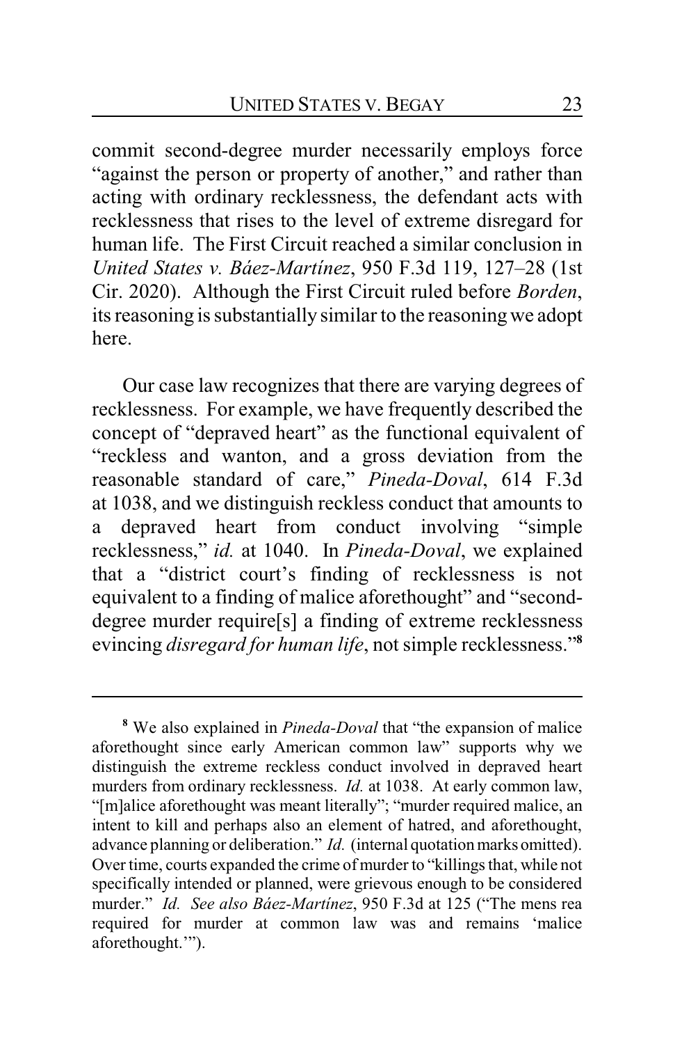commit second-degree murder necessarily employs force "against the person or property of another," and rather than acting with ordinary recklessness, the defendant acts with recklessness that rises to the level of extreme disregard for human life. The First Circuit reached a similar conclusion in *United States v. Báez-Martínez*, 950 F.3d 119, 127–28 (1st Cir. 2020). Although the First Circuit ruled before *Borden*, its reasoning is substantially similar to the reasoning we adopt here.

Our case law recognizes that there are varying degrees of recklessness. For example, we have frequently described the concept of "depraved heart" as the functional equivalent of "reckless and wanton, and a gross deviation from the reasonable standard of care," *Pineda-Doval*, 614 F.3d at 1038, and we distinguish reckless conduct that amounts to a depraved heart from conduct involving "simple recklessness," *id.* at 1040. In *Pineda-Doval*, we explained that a "district court's finding of recklessness is not equivalent to a finding of malice aforethought" and "second-degree murder require[s] a finding of extreme recklessness evincing *disregard for human life*, not simple recklessness."[8]

---

[8] We also explained in *Pineda-Doval* that "the expansion of malice aforethought since early American common law" supports why we distinguish the extreme reckless conduct involved in depraved heart murders from ordinary recklessness. *Id.* at 1038. At early common law, "[m]alice aforethought was meant literally"; "murder required malice, an intent to kill and perhaps also an element of hatred, and aforethought, advance planning or deliberation." *Id.* (internal quotation marks omitted). Over time, courts expanded the crime of murder to "killings that, while not specifically intended or planned, were grievous enough to be considered murder." *Id.* *See also Báez-Martínez*, 950 F.3d at 125 ("The mens rea required for murder at common law was and remains 'malice aforethought.'").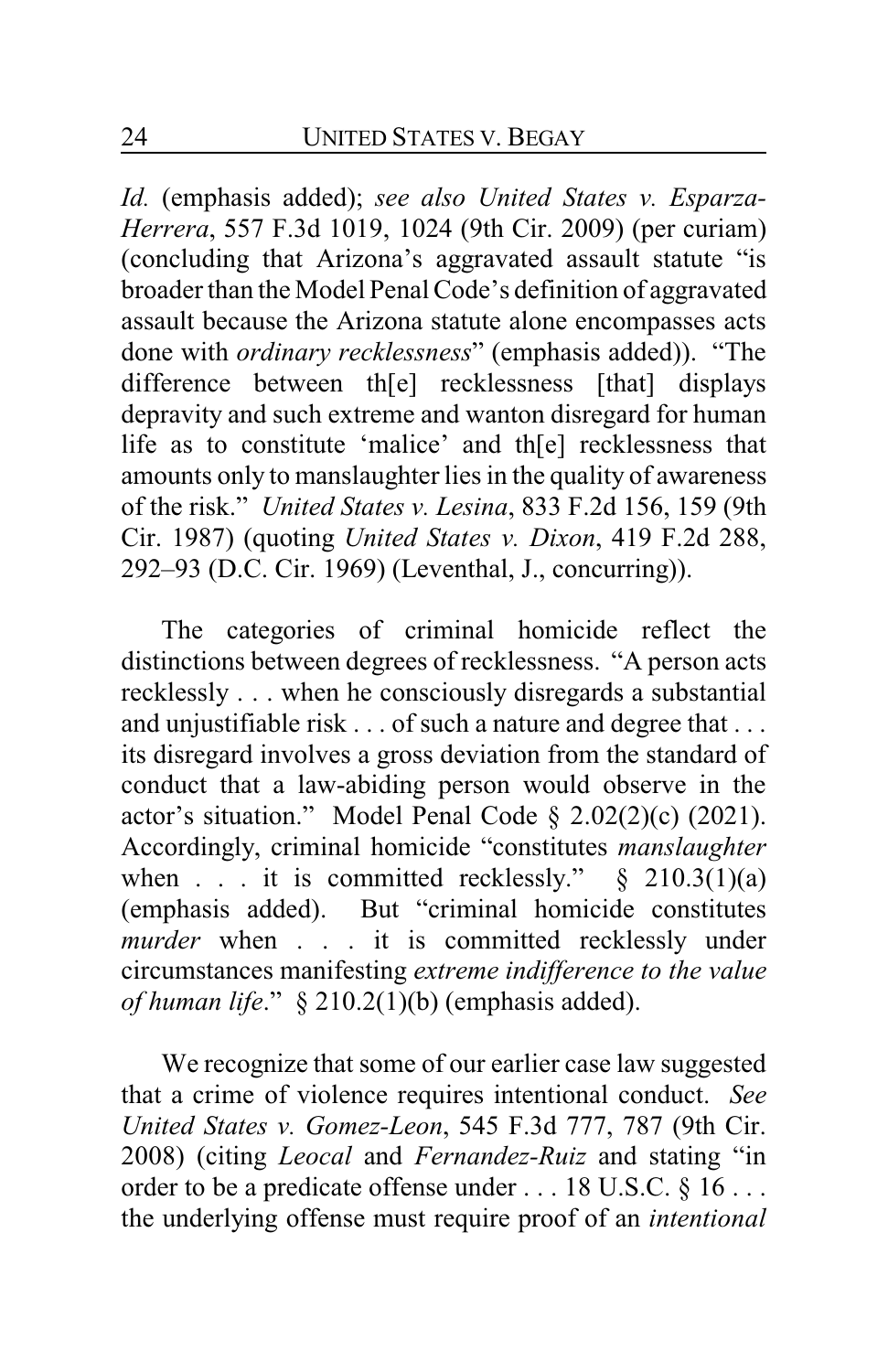*Id.* (emphasis added); *see also United States v. Esparza-Herrera*, 557 F.3d 1019, 1024 (9th Cir. 2009) (per curiam) (concluding that Arizona's aggravated assault statute "is broader than the Model Penal Code's definition of aggravated assault because the Arizona statute alone encompasses acts done with *ordinary recklessness*" (emphasis added)). "The difference between th[e] recklessness [that] displays depravity and such extreme and wanton disregard for human life as to constitute 'malice' and th[e] recklessness that amounts only to manslaughter lies in the quality of awareness of the risk." *United States v. Lesina*, 833 F.2d 156, 159 (9th Cir. 1987) (quoting *United States v. Dixon*, 419 F.2d 288, 292–93 (D.C. Cir. 1969) (Leventhal, J., concurring)).

The categories of criminal homicide reflect the distinctions between degrees of recklessness. "A person acts recklessly . . . when he consciously disregards a substantial and unjustifiable risk . . . of such a nature and degree that . . . its disregard involves a gross deviation from the standard of conduct that a law-abiding person would observe in the actor's situation." Model Penal Code § 2.02(2)(c) (2021). Accordingly, criminal homicide "constitutes *manslaughter* when . . . it is committed recklessly." § 210.3(1)(a) (emphasis added). But "criminal homicide constitutes *murder* when . . . it is committed recklessly under circumstances manifesting *extreme indifference to the value of human life*." § 210.2(1)(b) (emphasis added).

We recognize that some of our earlier case law suggested that a crime of violence requires intentional conduct. *See United States v. Gomez-Leon*, 545 F.3d 777, 787 (9th Cir. 2008) (citing *Leocal* and *Fernandez-Ruiz* and stating "in order to be a predicate offense under . . . 18 U.S.C. § 16 . . . the underlying offense must require proof of an *intentional*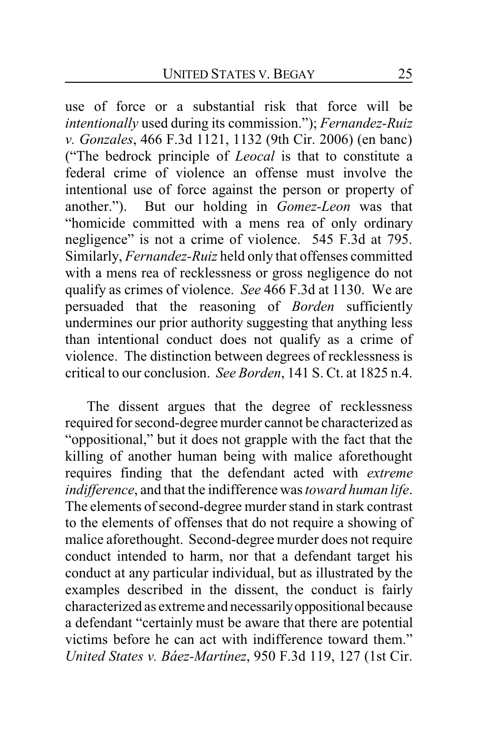use of force or a substantial risk that force will be *intentionally* used during its commission."); *Fernandez-Ruiz v. Gonzales*, 466 F.3d 1121, 1132 (9th Cir. 2006) (en banc) ("The bedrock principle of *Leocal* is that to constitute a federal crime of violence an offense must involve the intentional use of force against the person or property of another."). But our holding in *Gomez-Leon* was that "homicide committed with a mens rea of only ordinary negligence" is not a crime of violence. 545 F.3d at 795. Similarly, *Fernandez-Ruiz* held only that offenses committed with a mens rea of recklessness or gross negligence do not qualify as crimes of violence. *See* 466 F.3d at 1130. We are persuaded that the reasoning of *Borden* sufficiently undermines our prior authority suggesting that anything less than intentional conduct does not qualify as a crime of violence. The distinction between degrees of recklessness is critical to our conclusion. *See Borden*, 141 S. Ct. at 1825 n.4.

The dissent argues that the degree of recklessness required for second-degree murder cannot be characterized as "oppositional," but it does not grapple with the fact that the killing of another human being with malice aforethought requires finding that the defendant acted with *extreme indifference*, and that the indifference was *toward human life*. The elements of second-degree murder stand in stark contrast to the elements of offenses that do not require a showing of malice aforethought. Second-degree murder does not require conduct intended to harm, nor that a defendant target his conduct at any particular individual, but as illustrated by the examples described in the dissent, the conduct is fairly characterized as extreme and necessarily oppositional because a defendant "certainly must be aware that there are potential victims before he can act with indifference toward them." *United States v. Báez-Martínez*, 950 F.3d 119, 127 (1st Cir.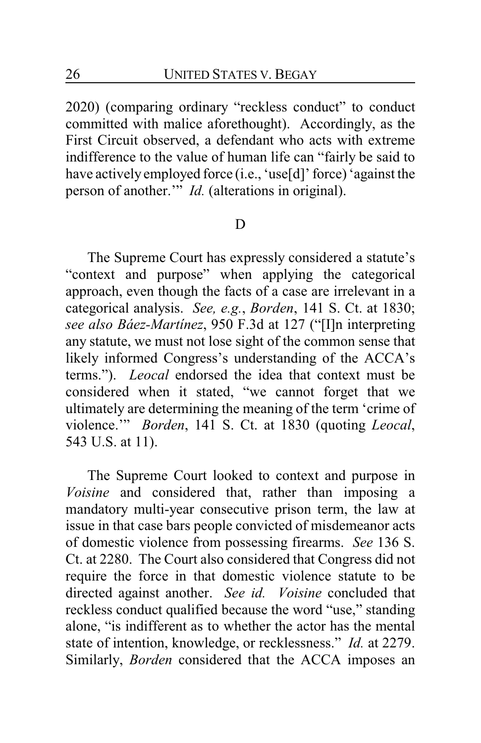2020) (comparing ordinary "reckless conduct" to conduct committed with malice aforethought). Accordingly, as the First Circuit observed, a defendant who acts with extreme indifference to the value of human life can "fairly be said to have actively employed force (i.e., 'use[d]' force) 'against the person of another.'" *Id.* (alterations in original).

### D

The Supreme Court has expressly considered a statute's "context and purpose" when applying the categorical approach, even though the facts of a case are irrelevant in a categorical analysis. *See, e.g.*, *Borden*, 141 S. Ct. at 1830; *see also Báez-Martínez*, 950 F.3d at 127 ("[I]n interpreting any statute, we must not lose sight of the common sense that likely informed Congress's understanding of the ACCA's terms."). *Leocal* endorsed the idea that context must be considered when it stated, "we cannot forget that we ultimately are determining the meaning of the term 'crime of violence.'" *Borden*, 141 S. Ct. at 1830 (quoting *Leocal*, 543 U.S. at 11).

The Supreme Court looked to context and purpose in *Voisine* and considered that, rather than imposing a mandatory multi-year consecutive prison term, the law at issue in that case bars people convicted of misdemeanor acts of domestic violence from possessing firearms. *See* 136 S. Ct. at 2280. The Court also considered that Congress did not require the force in that domestic violence statute to be directed against another. *See id.* *Voisine* concluded that reckless conduct qualified because the word "use," standing alone, "is indifferent as to whether the actor has the mental state of intention, knowledge, or recklessness." *Id.* at 2279. Similarly, *Borden* considered that the ACCA imposes an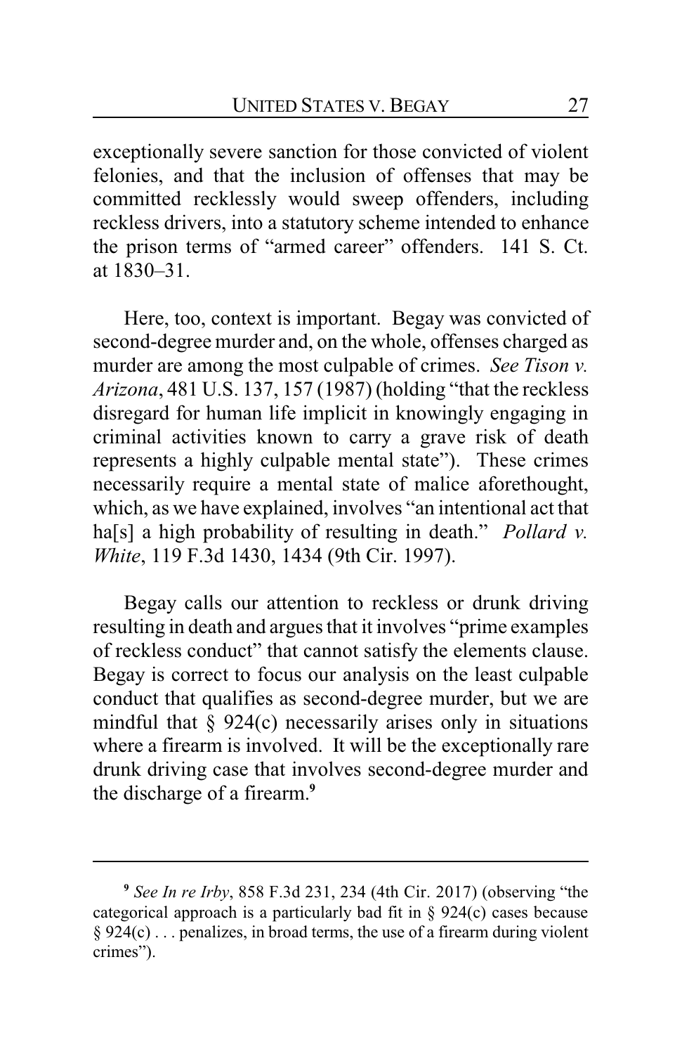exceptionally severe sanction for those convicted of violent felonies, and that the inclusion of offenses that may be committed recklessly would sweep offenders, including reckless drivers, into a statutory scheme intended to enhance the prison terms of "armed career" offenders. 141 S. Ct. at 1830–31.

Here, too, context is important. Begay was convicted of second-degree murder and, on the whole, offenses charged as murder are among the most culpable of crimes. *See Tison v. Arizona*, 481 U.S. 137, 157 (1987) (holding "that the reckless disregard for human life implicit in knowingly engaging in criminal activities known to carry a grave risk of death represents a highly culpable mental state"). These crimes necessarily require a mental state of malice aforethought, which, as we have explained, involves "an intentional act that ha[s] a high probability of resulting in death." *Pollard v. White*, 119 F.3d 1430, 1434 (9th Cir. 1997).

Begay calls our attention to reckless or drunk driving resulting in death and argues that it involves "prime examples of reckless conduct" that cannot satisfy the elements clause. Begay is correct to focus our analysis on the least culpable conduct that qualifies as second-degree murder, but we are mindful that § 924(c) necessarily arises only in situations where a firearm is involved. It will be the exceptionally rare drunk driving case that involves second-degree murder and the discharge of a firearm.[9]

---

[9] *See In re Irby*, 858 F.3d 231, 234 (4th Cir. 2017) (observing "the categorical approach is a particularly bad fit in § 924(c) cases because § 924(c) . . . penalizes, in broad terms, the use of a firearm during violent crimes").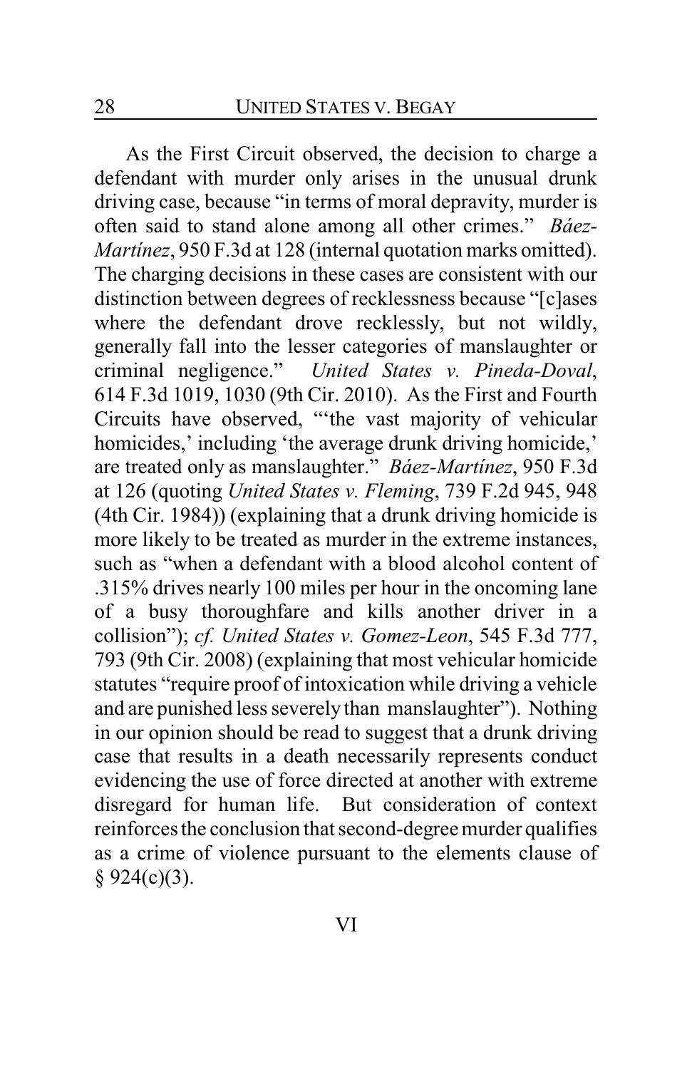As the First Circuit observed, the decision to charge a defendant with murder only arises in the unusual drunk driving case, because "in terms of moral depravity, murder is often said to stand alone among all other crimes." *Báez-Martínez*, 950 F.3d at 128 (internal quotation marks omitted). The charging decisions in these cases are consistent with our distinction between degrees of recklessness because "[c]ases where the defendant drove recklessly, but not wildly, generally fall into the lesser categories of manslaughter or criminal negligence." *United States v. Pineda-Doval*, 614 F.3d 1019, 1030 (9th Cir. 2010). As the First and Fourth Circuits have observed, "'the vast majority of vehicular homicides,' including 'the average drunk driving homicide,' are treated only as manslaughter." *Báez-Martínez*, 950 F.3d at 126 (quoting *United States v. Fleming*, 739 F.2d 945, 948 (4th Cir. 1984)) (explaining that a drunk driving homicide is more likely to be treated as murder in the extreme instances, such as "when a defendant with a blood alcohol content of .315% drives nearly 100 miles per hour in the oncoming lane of a busy thoroughfare and kills another driver in a collision"); *cf. United States v. Gomez-Leon*, 545 F.3d 777, 793 (9th Cir. 2008) (explaining that most vehicular homicide statutes "require proof of intoxication while driving a vehicle and are punished less severely than manslaughter"). Nothing in our opinion should be read to suggest that a drunk driving case that results in a death necessarily represents conduct evidencing the use of force directed at another with extreme disregard for human life. But consideration of context reinforces the conclusion that second-degree murder qualifies as a crime of violence pursuant to the elements clause of § 924(c)(3).

## VI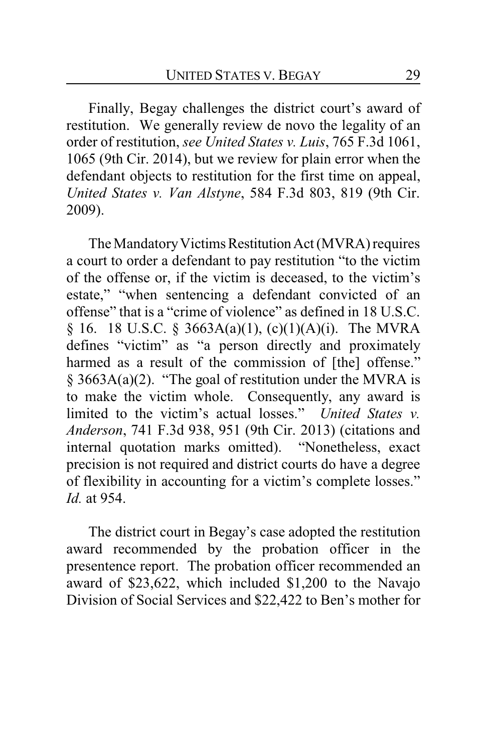Finally, Begay challenges the district court's award of restitution. We generally review de novo the legality of an order of restitution, *see United States v. Luis*, 765 F.3d 1061, 1065 (9th Cir. 2014), but we review for plain error when the defendant objects to restitution for the first time on appeal, *United States v. Van Alstyne*, 584 F.3d 803, 819 (9th Cir. 2009).

The Mandatory Victims Restitution Act (MVRA) requires a court to order a defendant to pay restitution "to the victim of the offense or, if the victim is deceased, to the victim's estate," "when sentencing a defendant convicted of an offense" that is a "crime of violence" as defined in 18 U.S.C. § 16. 18 U.S.C. § 3663A(a)(1), (c)(1)(A)(i). The MVRA defines "victim" as "a person directly and proximately harmed as a result of the commission of [the] offense." § 3663A(a)(2). "The goal of restitution under the MVRA is to make the victim whole. Consequently, any award is limited to the victim's actual losses." *United States v. Anderson*, 741 F.3d 938, 951 (9th Cir. 2013) (citations and internal quotation marks omitted). "Nonetheless, exact precision is not required and district courts do have a degree of flexibility in accounting for a victim's complete losses." *Id.* at 954.

The district court in Begay's case adopted the restitution award recommended by the probation officer in the presentence report. The probation officer recommended an award of $23,622, which included $1,200 to the Navajo Division of Social Services and $22,422 to Ben's mother for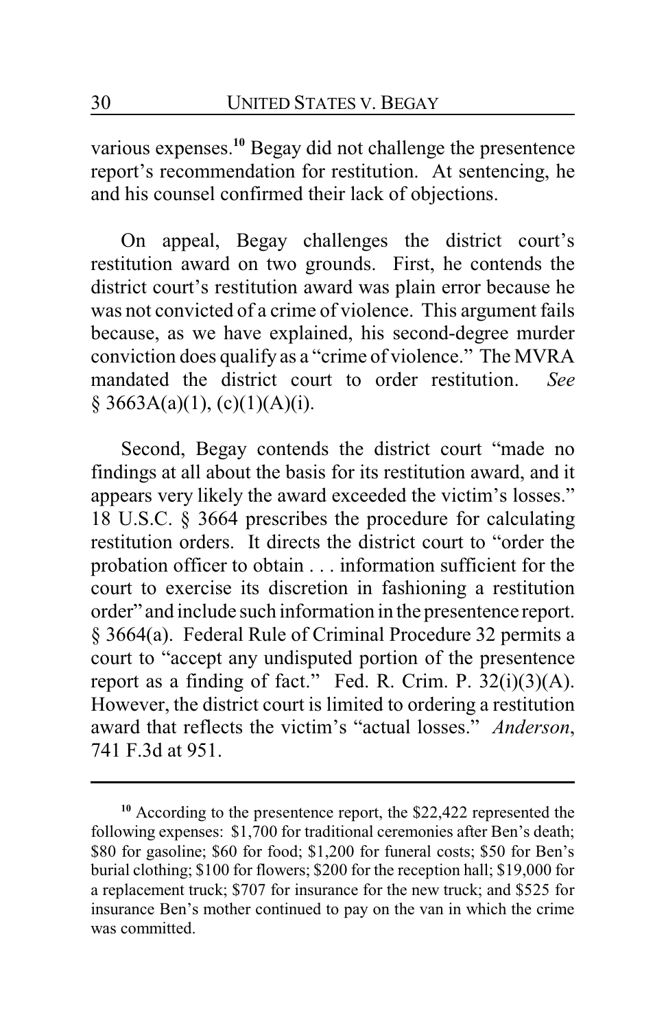various expenses.[10] Begay did not challenge the presentence report's recommendation for restitution. At sentencing, he and his counsel confirmed their lack of objections.

On appeal, Begay challenges the district court's restitution award on two grounds. First, he contends the district court's restitution award was plain error because he was not convicted of a crime of violence. This argument fails because, as we have explained, his second-degree murder conviction does qualify as a "crime of violence." The MVRA mandated the district court to order restitution. *See* § 3663A(a)(1), (c)(1)(A)(i).

Second, Begay contends the district court "made no findings at all about the basis for its restitution award, and it appears very likely the award exceeded the victim's losses." 18 U.S.C. § 3664 prescribes the procedure for calculating restitution orders. It directs the district court to "order the probation officer to obtain . . . information sufficient for the court to exercise its discretion in fashioning a restitution order" and include such information in the presentence report. § 3664(a). Federal Rule of Criminal Procedure 32 permits a court to "accept any undisputed portion of the presentence report as a finding of fact." Fed. R. Crim. P. 32(i)(3)(A). However, the district court is limited to ordering a restitution award that reflects the victim's "actual losses." *Anderson*, 741 F.3d at 951.

---

[10] According to the presentence report, the $22,422 represented the following expenses: $1,700 for traditional ceremonies after Ben's death; $80 for gasoline; $60 for food; $1,200 for funeral costs; $50 for Ben's burial clothing; $100 for flowers; $200 for the reception hall; $19,000 for a replacement truck; $707 for insurance for the new truck; and $525 for insurance Ben's mother continued to pay on the van in which the crime was committed.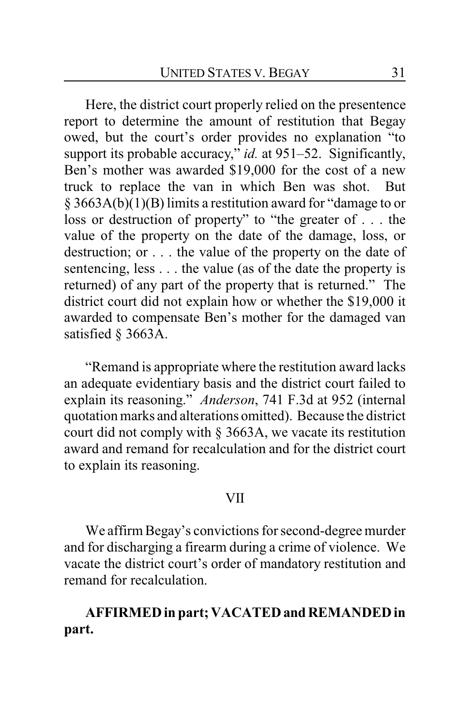Here, the district court properly relied on the presentence report to determine the amount of restitution that Begay owed, but the court's order provides no explanation "to support its probable accuracy," *id.* at 951–52. Significantly, Ben's mother was awarded $19,000 for the cost of a new truck to replace the van in which Ben was shot. But § 3663A(b)(1)(B) limits a restitution award for "damage to or loss or destruction of property" to "the greater of . . . the value of the property on the date of the damage, loss, or destruction; or . . . the value of the property on the date of sentencing, less . . . the value (as of the date the property is returned) of any part of the property that is returned." The district court did not explain how or whether the $19,000 it awarded to compensate Ben's mother for the damaged van satisfied § 3663A.

"Remand is appropriate where the restitution award lacks an adequate evidentiary basis and the district court failed to explain its reasoning." *Anderson*, 741 F.3d at 952 (internal quotation marks and alterations omitted). Because the district court did not comply with § 3663A, we vacate its restitution award and remand for recalculation and for the district court to explain its reasoning.

## VII

We affirm Begay's convictions for second-degree murder and for discharging a firearm during a crime of violence. We vacate the district court's order of mandatory restitution and remand for recalculation.

**AFFIRMED in part; VACATED and REMANDED in part.**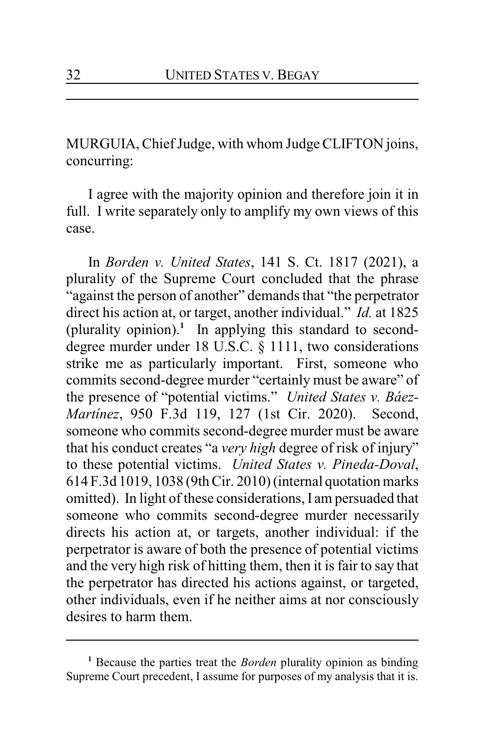MURGUIA, Chief Judge, with whom Judge CLIFTON joins, concurring:

I agree with the majority opinion and therefore join it in full. I write separately only to amplify my own views of this case.

In *Borden v. United States*, 141 S. Ct. 1817 (2021), a plurality of the Supreme Court concluded that the phrase "against the person of another" demands that "the perpetrator direct his action at, or target, another individual." *Id.* at 1825 (plurality opinion).[1] In applying this standard to second-degree murder under 18 U.S.C. § 1111, two considerations strike me as particularly important. First, someone who commits second-degree murder "certainly must be aware" of the presence of "potential victims." *United States v. Báez-Martínez*, 950 F.3d 119, 127 (1st Cir. 2020). Second, someone who commits second-degree murder must be aware that his conduct creates "a *very high* degree of risk of injury" to these potential victims. *United States v. Pineda-Doval*, 614 F.3d 1019, 1038 (9th Cir. 2010) (internal quotation marks omitted). In light of these considerations, I am persuaded that someone who commits second-degree murder necessarily directs his action at, or targets, another individual: if the perpetrator is aware of both the presence of potential victims and the very high risk of hitting them, then it is fair to say that the perpetrator has directed his actions against, or targeted, other individuals, even if he neither aims at nor consciously desires to harm them.

---

[1] Because the parties treat the *Borden* plurality opinion as binding Supreme Court precedent, I assume for purposes of my analysis that it is.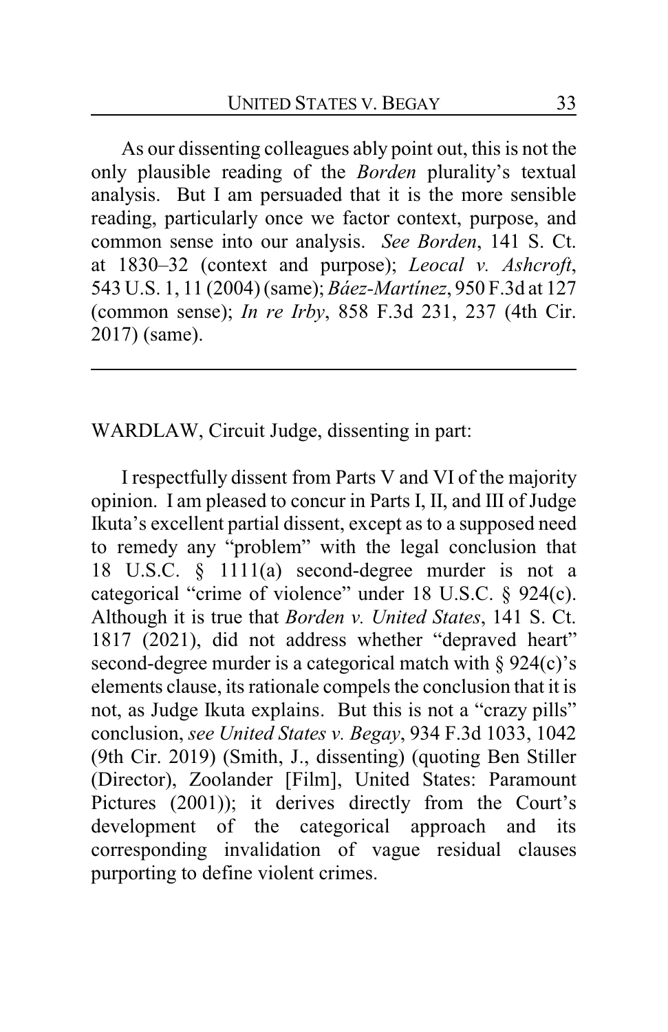As our dissenting colleagues ably point out, this is not the only plausible reading of the *Borden* plurality's textual analysis. But I am persuaded that it is the more sensible reading, particularly once we factor context, purpose, and common sense into our analysis. *See Borden*, 141 S. Ct. at 1830–32 (context and purpose); *Leocal v. Ashcroft*, 543 U.S. 1, 11 (2004) (same); *Báez-Martínez*, 950 F.3d at 127 (common sense); *In re Irby*, 858 F.3d 231, 237 (4th Cir. 2017) (same).

---

WARDLAW, Circuit Judge, dissenting in part:

I respectfully dissent from Parts V and VI of the majority opinion. I am pleased to concur in Parts I, II, and III of Judge Ikuta's excellent partial dissent, except as to a supposed need to remedy any "problem" with the legal conclusion that 18 U.S.C. § 1111(a) second-degree murder is not a categorical "crime of violence" under 18 U.S.C. § 924(c). Although it is true that *Borden v. United States*, 141 S. Ct. 1817 (2021), did not address whether "depraved heart" second-degree murder is a categorical match with § 924(c)'s elements clause, its rationale compels the conclusion that it is not, as Judge Ikuta explains. But this is not a "crazy pills" conclusion, *see United States v. Begay*, 934 F.3d 1033, 1042 (9th Cir. 2019) (Smith, J., dissenting) (quoting Ben Stiller (Director), Zoolander [Film], United States: Paramount Pictures (2001)); it derives directly from the Court's development of the categorical approach and its corresponding invalidation of vague residual clauses purporting to define violent crimes.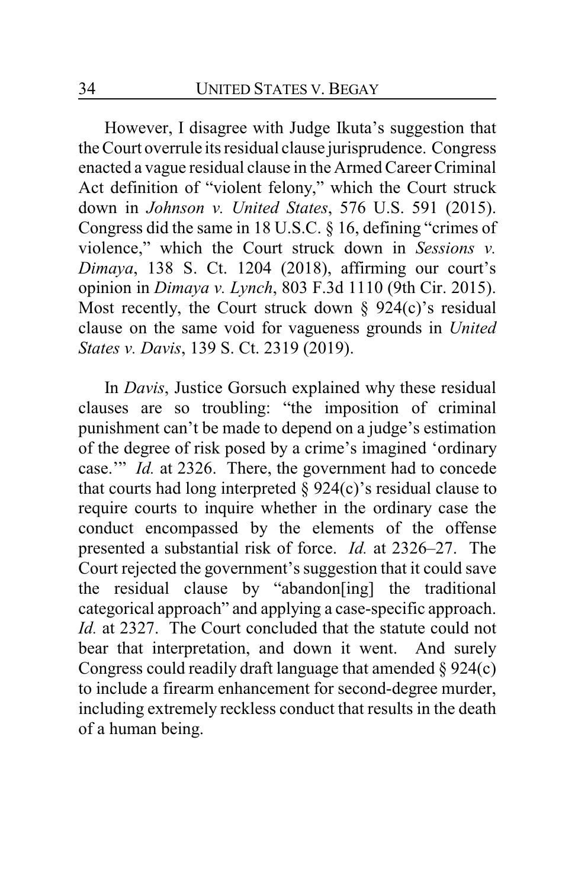However, I disagree with Judge Ikuta's suggestion that the Court overrule its residual clause jurisprudence. Congress enacted a vague residual clause in the Armed Career Criminal Act definition of "violent felony," which the Court struck down in *Johnson v. United States*, 576 U.S. 591 (2015). Congress did the same in 18 U.S.C. § 16, defining "crimes of violence," which the Court struck down in *Sessions v. Dimaya*, 138 S. Ct. 1204 (2018), affirming our court's opinion in *Dimaya v. Lynch*, 803 F.3d 1110 (9th Cir. 2015). Most recently, the Court struck down § 924(c)'s residual clause on the same void for vagueness grounds in *United States v. Davis*, 139 S. Ct. 2319 (2019).

In *Davis*, Justice Gorsuch explained why these residual clauses are so troubling: "the imposition of criminal punishment can't be made to depend on a judge's estimation of the degree of risk posed by a crime's imagined 'ordinary case.'" *Id.* at 2326. There, the government had to concede that courts had long interpreted § 924(c)'s residual clause to require courts to inquire whether in the ordinary case the conduct encompassed by the elements of the offense presented a substantial risk of force. *Id.* at 2326–27. The Court rejected the government's suggestion that it could save the residual clause by "abandon[ing] the traditional categorical approach" and applying a case-specific approach. *Id.* at 2327. The Court concluded that the statute could not bear that interpretation, and down it went. And surely Congress could readily draft language that amended § 924(c) to include a firearm enhancement for second-degree murder, including extremely reckless conduct that results in the death of a human being.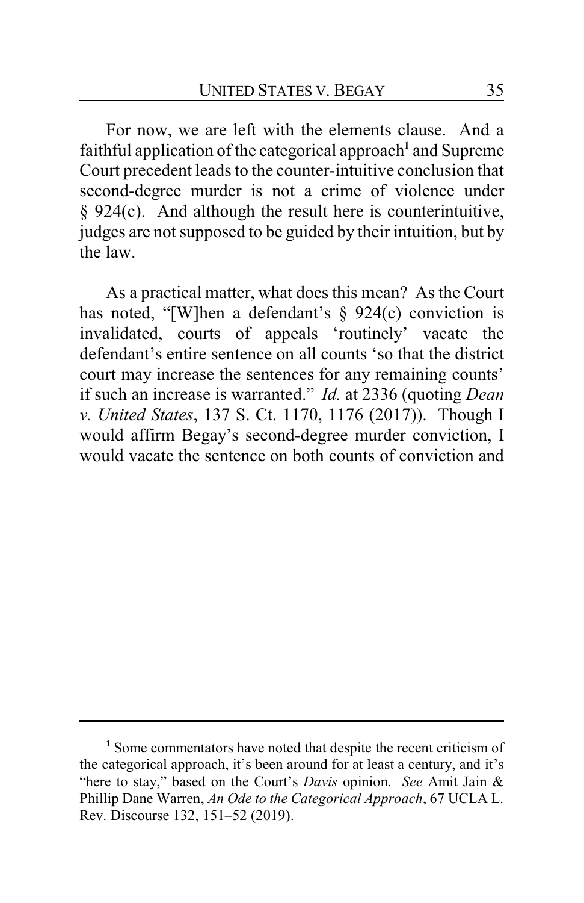For now, we are left with the elements clause. And a faithful application of the categorical approach[1] and Supreme Court precedent leads to the counter-intuitive conclusion that second-degree murder is not a crime of violence under § 924(c). And although the result here is counterintuitive, judges are not supposed to be guided by their intuition, but by the law.

As a practical matter, what does this mean? As the Court has noted, "[W]hen a defendant's § 924(c) conviction is invalidated, courts of appeals 'routinely' vacate the defendant's entire sentence on all counts 'so that the district court may increase the sentences for any remaining counts' if such an increase is warranted." *Id.* at 2336 (quoting *Dean v. United States*, 137 S. Ct. 1170, 1176 (2017)). Though I would affirm Begay's second-degree murder conviction, I would vacate the sentence on both counts of conviction and

---

[1] Some commentators have noted that despite the recent criticism of the categorical approach, it's been around for at least a century, and it's "here to stay," based on the Court's *Davis* opinion. *See* Amit Jain & Phillip Dane Warren, *An Ode to the Categorical Approach*, 67 UCLA L. Rev. Discourse 132, 151–52 (2019).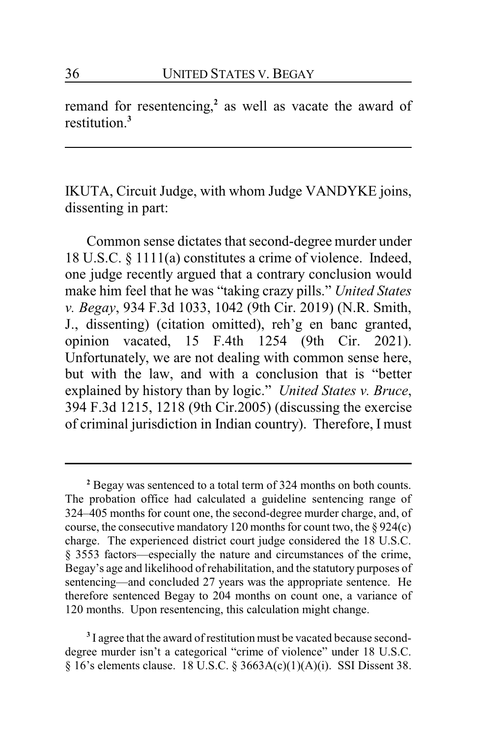remand for resentencing,[2] as well as vacate the award of restitution.[3]

---

IKUTA, Circuit Judge, with whom Judge VANDYKE joins, dissenting in part:

Common sense dictates that second-degree murder under 18 U.S.C. § 1111(a) constitutes a crime of violence. Indeed, one judge recently argued that a contrary conclusion would make him feel that he was "taking crazy pills." *United States v. Begay*, 934 F.3d 1033, 1042 (9th Cir. 2019) (N.R. Smith, J., dissenting) (citation omitted), reh'g en banc granted, opinion vacated, 15 F.4th 1254 (9th Cir. 2021). Unfortunately, we are not dealing with common sense here, but with the law, and with a conclusion that is "better explained by history than by logic." *United States v. Bruce*, 394 F.3d 1215, 1218 (9th Cir.2005) (discussing the exercise of criminal jurisdiction in Indian country). Therefore, I must

---

[2] Begay was sentenced to a total term of 324 months on both counts. The probation office had calculated a guideline sentencing range of 324–405 months for count one, the second-degree murder charge, and, of course, the consecutive mandatory 120 months for count two, the § 924(c) charge. The experienced district court judge considered the 18 U.S.C. § 3553 factors—especially the nature and circumstances of the crime, Begay's age and likelihood of rehabilitation, and the statutory purposes of sentencing—and concluded 27 years was the appropriate sentence. He therefore sentenced Begay to 204 months on count one, a variance of 120 months. Upon resentencing, this calculation might change.

[3] I agree that the award of restitution must be vacated because second-degree murder isn't a categorical "crime of violence" under 18 U.S.C. § 16's elements clause. 18 U.S.C. § 3663A(c)(1)(A)(i). SSI Dissent 38.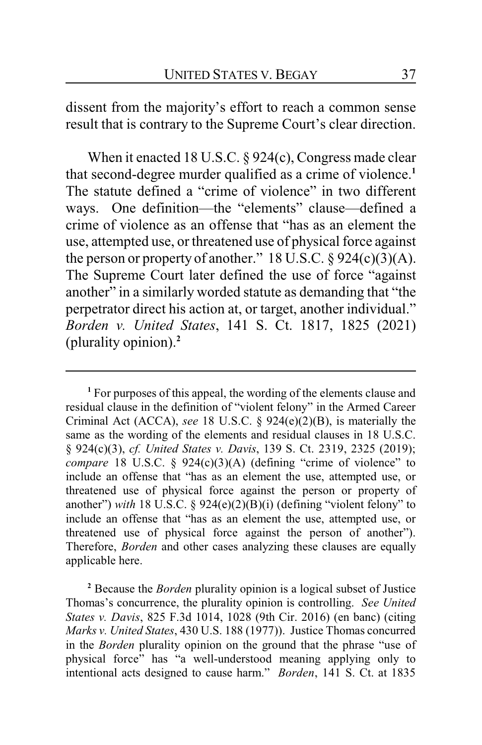dissent from the majority's effort to reach a common sense result that is contrary to the Supreme Court's clear direction.

When it enacted 18 U.S.C. § 924(c), Congress made clear that second-degree murder qualified as a crime of violence.[1] The statute defined a "crime of violence" in two different ways. One definition—the "elements" clause—defined a crime of violence as an offense that "has as an element the use, attempted use, or threatened use of physical force against the person or property of another." 18 U.S.C. § 924(c)(3)(A). The Supreme Court later defined the use of force "against another" in a similarly worded statute as demanding that "the perpetrator direct his action at, or target, another individual." *Borden v. United States*, 141 S. Ct. 1817, 1825 (2021) (plurality opinion).[2]

---

[1] For purposes of this appeal, the wording of the elements clause and residual clause in the definition of "violent felony" in the Armed Career Criminal Act (ACCA), *see* 18 U.S.C. § 924(e)(2)(B), is materially the same as the wording of the elements and residual clauses in 18 U.S.C. § 924(c)(3), *cf. United States v. Davis*, 139 S. Ct. 2319, 2325 (2019); *compare* 18 U.S.C. § 924(c)(3)(A) (defining "crime of violence" to include an offense that "has as an element the use, attempted use, or threatened use of physical force against the person or property of another") *with* 18 U.S.C. § 924(e)(2)(B)(i) (defining "violent felony" to include an offense that "has as an element the use, attempted use, or threatened use of physical force against the person of another"). Therefore, *Borden* and other cases analyzing these clauses are equally applicable here.

[2] Because the *Borden* plurality opinion is a logical subset of Justice Thomas's concurrence, the plurality opinion is controlling. *See United States v. Davis*, 825 F.3d 1014, 1028 (9th Cir. 2016) (en banc) (citing *Marks v. United States*, 430 U.S. 188 (1977)). Justice Thomas concurred in the *Borden* plurality opinion on the ground that the phrase "use of physical force" has "a well-understood meaning applying only to intentional acts designed to cause harm." *Borden*, 141 S. Ct. at 1835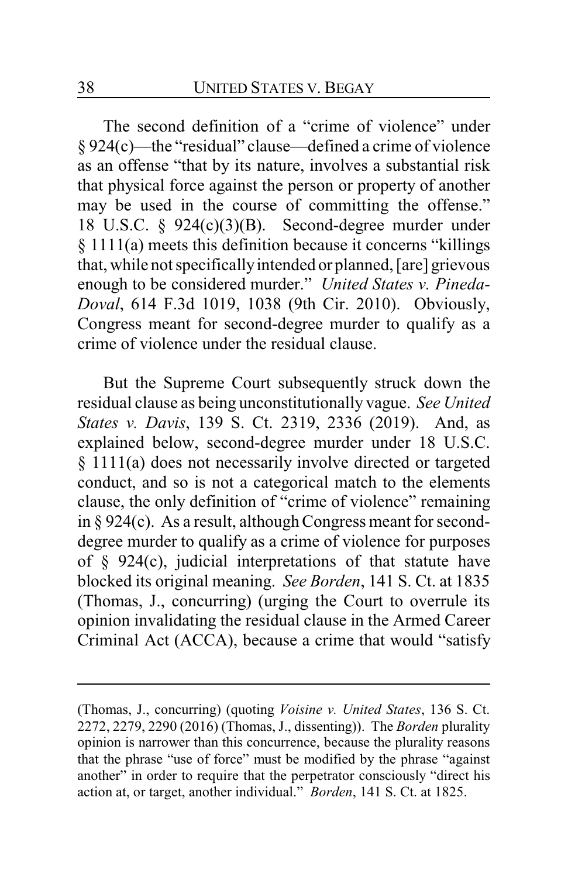The second definition of a "crime of violence" under § 924(c)—the "residual" clause—defined a crime of violence as an offense "that by its nature, involves a substantial risk that physical force against the person or property of another may be used in the course of committing the offense." 18 U.S.C. § 924(c)(3)(B). Second-degree murder under § 1111(a) meets this definition because it concerns "killings that, while not specifically intended or planned, [are] grievous enough to be considered murder." *United States v. Pineda-Doval*, 614 F.3d 1019, 1038 (9th Cir. 2010). Obviously, Congress meant for second-degree murder to qualify as a crime of violence under the residual clause.

But the Supreme Court subsequently struck down the residual clause as being unconstitutionally vague. *See United States v. Davis*, 139 S. Ct. 2319, 2336 (2019). And, as explained below, second-degree murder under 18 U.S.C. § 1111(a) does not necessarily involve directed or targeted conduct, and so is not a categorical match to the elements clause, the only definition of "crime of violence" remaining in § 924(c). As a result, although Congress meant for second-degree murder to qualify as a crime of violence for purposes of § 924(c), judicial interpretations of that statute have blocked its original meaning. *See Borden*, 141 S. Ct. at 1835 (Thomas, J., concurring) (urging the Court to overrule its opinion invalidating the residual clause in the Armed Career Criminal Act (ACCA), because a crime that would "satisfy

---

(Thomas, J., concurring) (quoting *Voisine v. United States*, 136 S. Ct. 2272, 2279, 2290 (2016) (Thomas, J., dissenting)). The *Borden* plurality opinion is narrower than this concurrence, because the plurality reasons that the phrase "use of force" must be modified by the phrase "against another" in order to require that the perpetrator consciously "direct his action at, or target, another individual." *Borden*, 141 S. Ct. at 1825.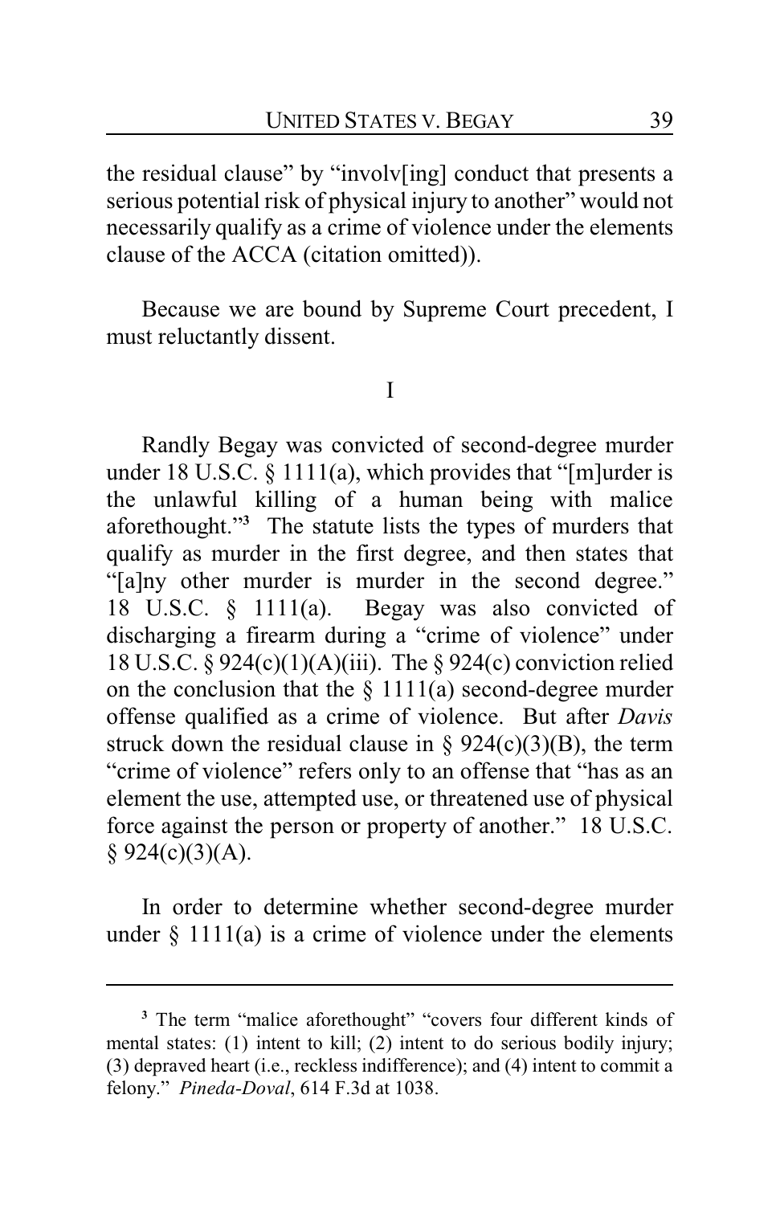the residual clause" by "involv[ing] conduct that presents a serious potential risk of physical injury to another" would not necessarily qualify as a crime of violence under the elements clause of the ACCA (citation omitted)).

Because we are bound by Supreme Court precedent, I must reluctantly dissent.

I

Randly Begay was convicted of second-degree murder under 18 U.S.C. § 1111(a), which provides that "[m]urder is the unlawful killing of a human being with malice aforethought."[3] The statute lists the types of murders that qualify as murder in the first degree, and then states that "[a]ny other murder is murder in the second degree." 18 U.S.C. § 1111(a). Begay was also convicted of discharging a firearm during a "crime of violence" under 18 U.S.C. § 924(c)(1)(A)(iii). The § 924(c) conviction relied on the conclusion that the § 1111(a) second-degree murder offense qualified as a crime of violence. But after *Davis* struck down the residual clause in § 924(c)(3)(B), the term "crime of violence" refers only to an offense that "has as an element the use, attempted use, or threatened use of physical force against the person or property of another." 18 U.S.C. § 924(c)(3)(A).

In order to determine whether second-degree murder under § 1111(a) is a crime of violence under the elements

[3] The term "malice aforethought" "covers four different kinds of mental states: (1) intent to kill; (2) intent to do serious bodily injury; (3) depraved heart (i.e., reckless indifference); and (4) intent to commit a felony." *Pineda-Doval*, 614 F.3d at 1038.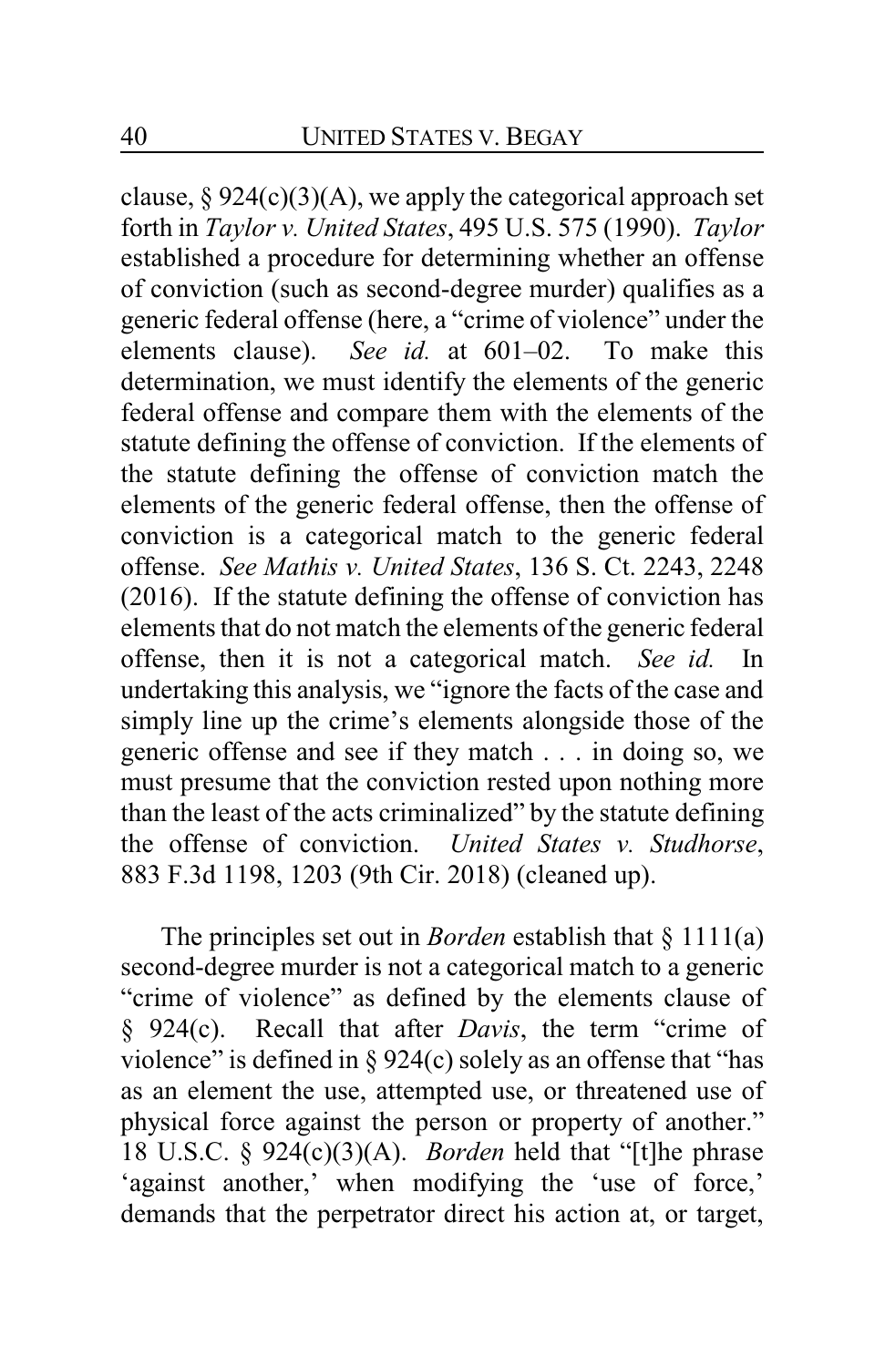clause, § 924(c)(3)(A), we apply the categorical approach set forth in *Taylor v. United States*, 495 U.S. 575 (1990). *Taylor* established a procedure for determining whether an offense of conviction (such as second-degree murder) qualifies as a generic federal offense (here, a "crime of violence" under the elements clause). *See id.* at 601–02. To make this determination, we must identify the elements of the generic federal offense and compare them with the elements of the statute defining the offense of conviction. If the elements of the statute defining the offense of conviction match the elements of the generic federal offense, then the offense of conviction is a categorical match to the generic federal offense. *See Mathis v. United States*, 136 S. Ct. 2243, 2248 (2016). If the statute defining the offense of conviction has elements that do not match the elements of the generic federal offense, then it is not a categorical match. *See id.* In undertaking this analysis, we "ignore the facts of the case and simply line up the crime's elements alongside those of the generic offense and see if they match . . . in doing so, we must presume that the conviction rested upon nothing more than the least of the acts criminalized" by the statute defining the offense of conviction. *United States v. Studhorse*, 883 F.3d 1198, 1203 (9th Cir. 2018) (cleaned up).

The principles set out in *Borden* establish that § 1111(a) second-degree murder is not a categorical match to a generic "crime of violence" as defined by the elements clause of § 924(c). Recall that after *Davis*, the term "crime of violence" is defined in § 924(c) solely as an offense that "has as an element the use, attempted use, or threatened use of physical force against the person or property of another." 18 U.S.C. § 924(c)(3)(A). *Borden* held that "[t]he phrase 'against another,' when modifying the 'use of force,' demands that the perpetrator direct his action at, or target,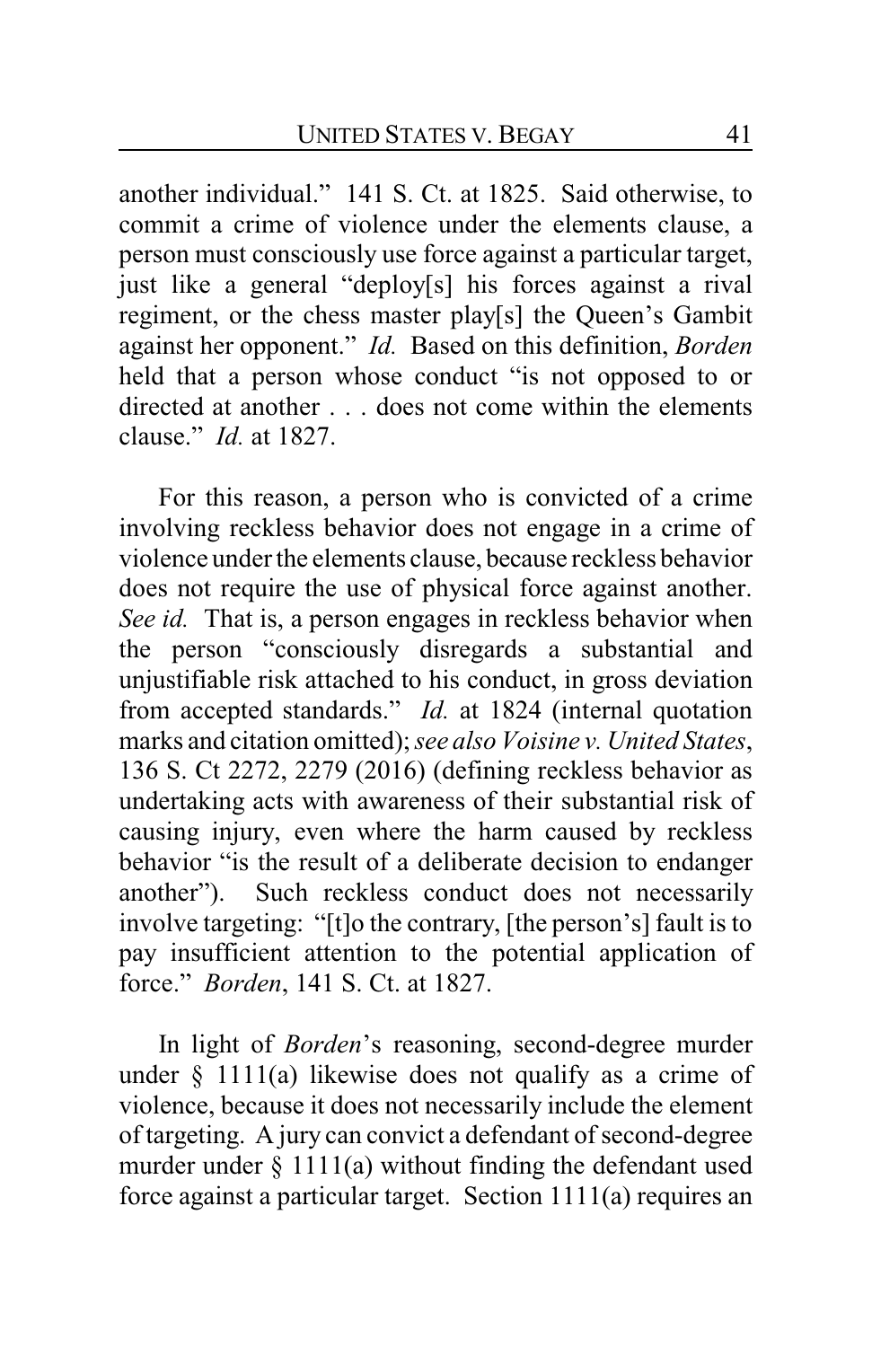another individual." 141 S. Ct. at 1825. Said otherwise, to commit a crime of violence under the elements clause, a person must consciously use force against a particular target, just like a general "deploy[s] his forces against a rival regiment, or the chess master play[s] the Queen's Gambit against her opponent." *Id.* Based on this definition, *Borden* held that a person whose conduct "is not opposed to or directed at another . . . does not come within the elements clause." *Id.* at 1827.

For this reason, a person who is convicted of a crime involving reckless behavior does not engage in a crime of violence under the elements clause, because reckless behavior does not require the use of physical force against another. *See id.* That is, a person engages in reckless behavior when the person "consciously disregards a substantial and unjustifiable risk attached to his conduct, in gross deviation from accepted standards." *Id.* at 1824 (internal quotation marks and citation omitted); *see also Voisine v. United States*, 136 S. Ct 2272, 2279 (2016) (defining reckless behavior as undertaking acts with awareness of their substantial risk of causing injury, even where the harm caused by reckless behavior "is the result of a deliberate decision to endanger another"). Such reckless conduct does not necessarily involve targeting: "[t]o the contrary, [the person's] fault is to pay insufficient attention to the potential application of force." *Borden*, 141 S. Ct. at 1827.

In light of *Borden*'s reasoning, second-degree murder under § 1111(a) likewise does not qualify as a crime of violence, because it does not necessarily include the element of targeting. A jury can convict a defendant of second-degree murder under § 1111(a) without finding the defendant used force against a particular target. Section 1111(a) requires an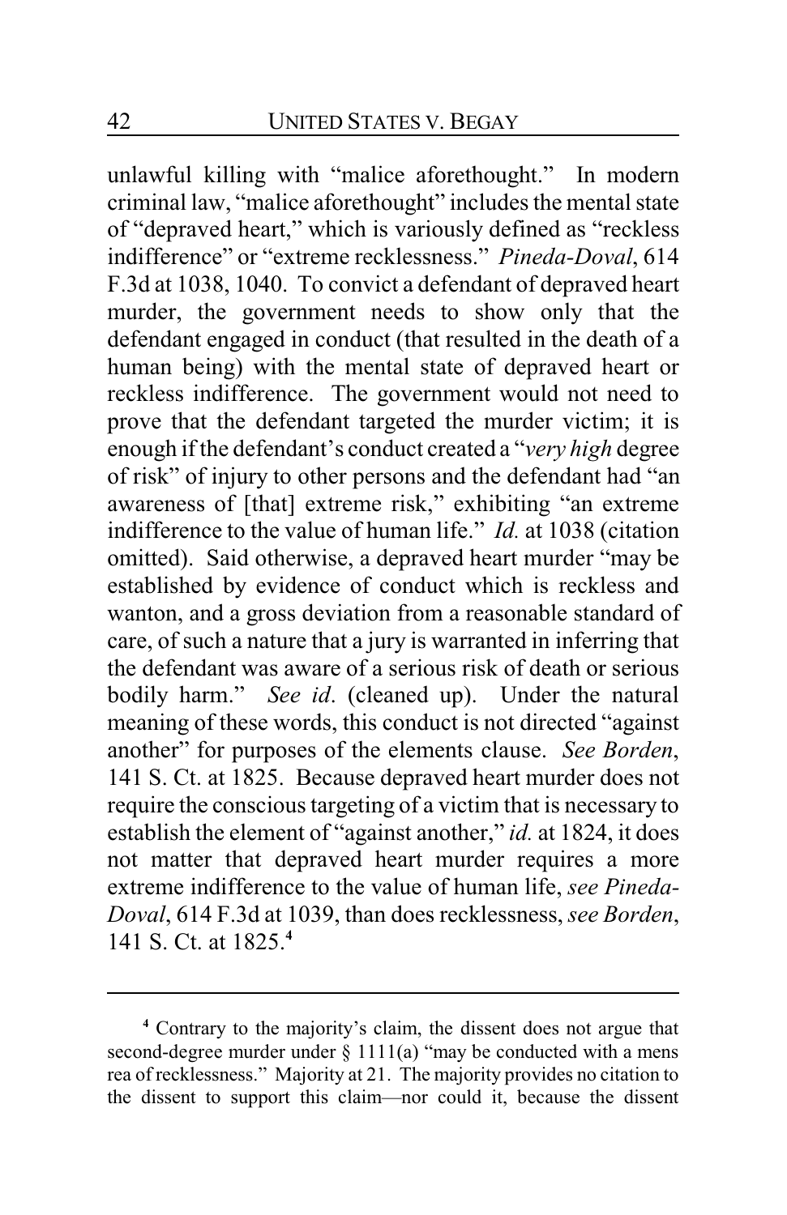unlawful killing with "malice aforethought." In modern criminal law, "malice aforethought" includes the mental state of "depraved heart," which is variously defined as "reckless indifference" or "extreme recklessness." *Pineda-Doval*, 614 F.3d at 1038, 1040. To convict a defendant of depraved heart murder, the government needs to show only that the defendant engaged in conduct (that resulted in the death of a human being) with the mental state of depraved heart or reckless indifference. The government would not need to prove that the defendant targeted the murder victim; it is enough if the defendant's conduct created a "*very high* degree of risk" of injury to other persons and the defendant had "an awareness of [that] extreme risk," exhibiting "an extreme indifference to the value of human life." *Id.* at 1038 (citation omitted). Said otherwise, a depraved heart murder "may be established by evidence of conduct which is reckless and wanton, and a gross deviation from a reasonable standard of care, of such a nature that a jury is warranted in inferring that the defendant was aware of a serious risk of death or serious bodily harm." *See id*. (cleaned up). Under the natural meaning of these words, this conduct is not directed "against another" for purposes of the elements clause. *See Borden*, 141 S. Ct. at 1825. Because depraved heart murder does not require the conscious targeting of a victim that is necessary to establish the element of "against another," *id.* at 1824, it does not matter that depraved heart murder requires a more extreme indifference to the value of human life, *see Pineda-Doval*, 614 F.3d at 1039, than does recklessness, *see Borden*, 141 S. Ct. at 1825.[4]

---

[4] Contrary to the majority's claim, the dissent does not argue that second-degree murder under § 1111(a) "may be conducted with a mens rea of recklessness." Majority at 21. The majority provides no citation to the dissent to support this claim—nor could it, because the dissent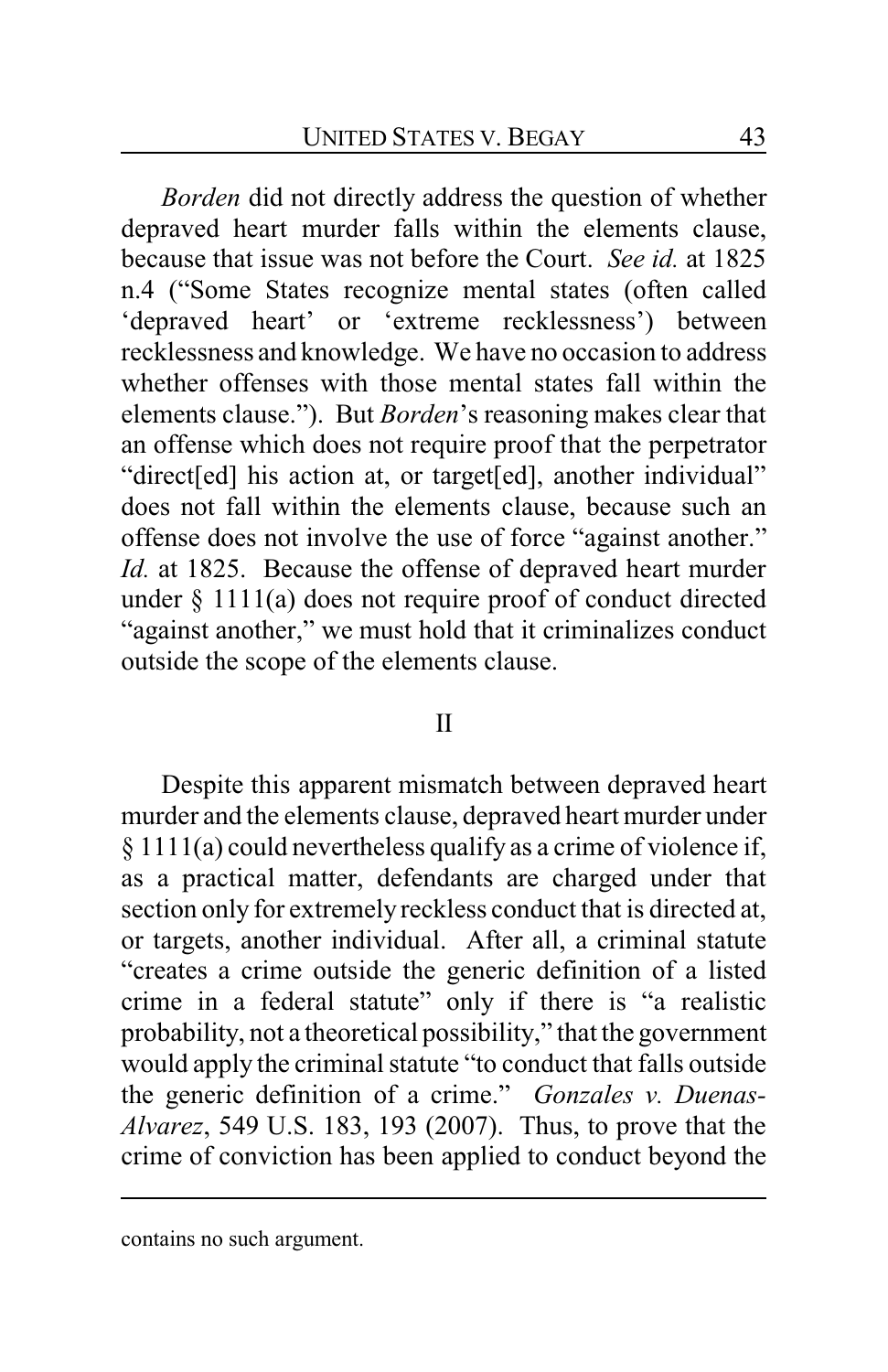*Borden* did not directly address the question of whether depraved heart murder falls within the elements clause, because that issue was not before the Court. *See id.* at 1825 n.4 ("Some States recognize mental states (often called 'depraved heart' or 'extreme recklessness') between recklessness and knowledge. We have no occasion to address whether offenses with those mental states fall within the elements clause."). But *Borden*'s reasoning makes clear that an offense which does not require proof that the perpetrator "direct[ed] his action at, or target[ed], another individual" does not fall within the elements clause, because such an offense does not involve the use of force "against another." *Id.* at 1825. Because the offense of depraved heart murder under § 1111(a) does not require proof of conduct directed "against another," we must hold that it criminalizes conduct outside the scope of the elements clause.

## II

Despite this apparent mismatch between depraved heart murder and the elements clause, depraved heart murder under § 1111(a) could nevertheless qualify as a crime of violence if, as a practical matter, defendants are charged under that section only for extremely reckless conduct that is directed at, or targets, another individual. After all, a criminal statute "creates a crime outside the generic definition of a listed crime in a federal statute" only if there is "a realistic probability, not a theoretical possibility," that the government would apply the criminal statute "to conduct that falls outside the generic definition of a crime." *Gonzales v. Duenas-Alvarez*, 549 U.S. 183, 193 (2007). Thus, to prove that the crime of conviction has been applied to conduct beyond the

contains no such argument.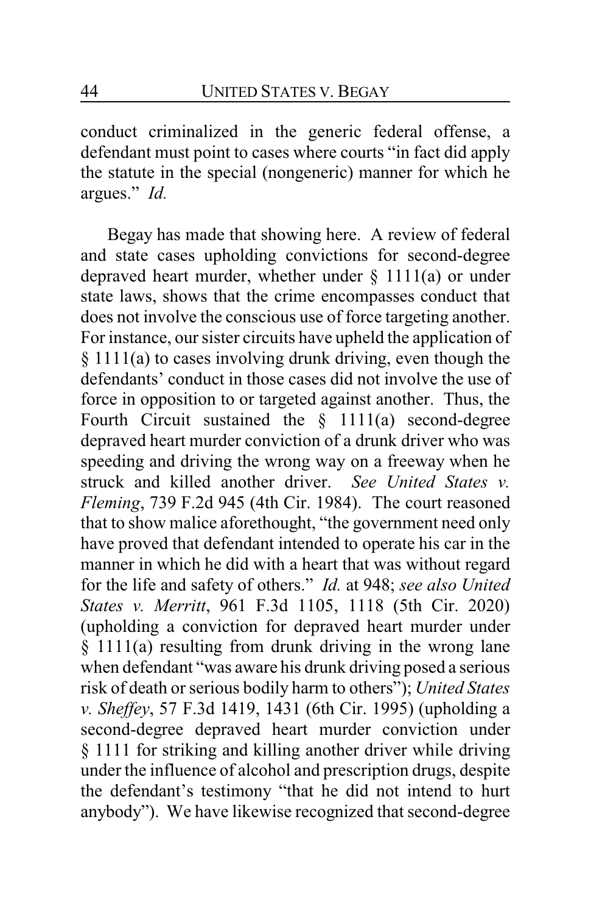conduct criminalized in the generic federal offense, a defendant must point to cases where courts "in fact did apply the statute in the special (nongeneric) manner for which he argues." *Id.*

Begay has made that showing here. A review of federal and state cases upholding convictions for second-degree depraved heart murder, whether under § 1111(a) or under state laws, shows that the crime encompasses conduct that does not involve the conscious use of force targeting another. For instance, our sister circuits have upheld the application of § 1111(a) to cases involving drunk driving, even though the defendants' conduct in those cases did not involve the use of force in opposition to or targeted against another. Thus, the Fourth Circuit sustained the § 1111(a) second-degree depraved heart murder conviction of a drunk driver who was speeding and driving the wrong way on a freeway when he struck and killed another driver. *See United States v. Fleming*, 739 F.2d 945 (4th Cir. 1984). The court reasoned that to show malice aforethought, "the government need only have proved that defendant intended to operate his car in the manner in which he did with a heart that was without regard for the life and safety of others." *Id.* at 948; *see also United States v. Merritt*, 961 F.3d 1105, 1118 (5th Cir. 2020) (upholding a conviction for depraved heart murder under § 1111(a) resulting from drunk driving in the wrong lane when defendant "was aware his drunk driving posed a serious risk of death or serious bodily harm to others"); *United States v. Sheffey*, 57 F.3d 1419, 1431 (6th Cir. 1995) (upholding a second-degree depraved heart murder conviction under § 1111 for striking and killing another driver while driving under the influence of alcohol and prescription drugs, despite the defendant's testimony "that he did not intend to hurt anybody"). We have likewise recognized that second-degree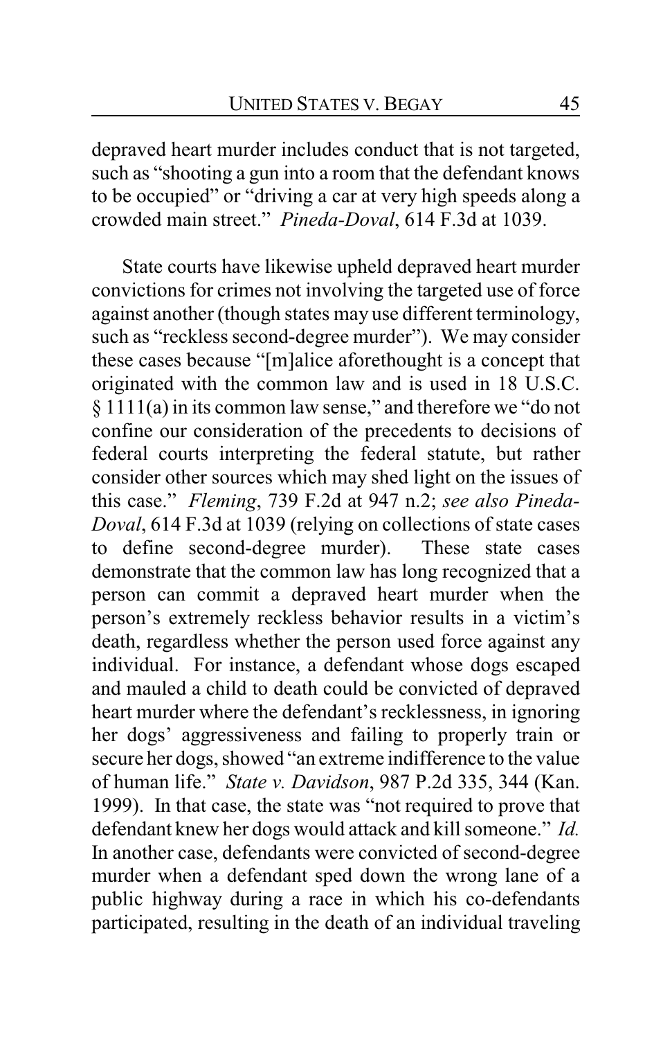depraved heart murder includes conduct that is not targeted, such as "shooting a gun into a room that the defendant knows to be occupied" or "driving a car at very high speeds along a crowded main street." *Pineda-Doval*, 614 F.3d at 1039.

State courts have likewise upheld depraved heart murder convictions for crimes not involving the targeted use of force against another (though states may use different terminology, such as "reckless second-degree murder"). We may consider these cases because "[m]alice aforethought is a concept that originated with the common law and is used in 18 U.S.C. § 1111(a) in its common law sense," and therefore we "do not confine our consideration of the precedents to decisions of federal courts interpreting the federal statute, but rather consider other sources which may shed light on the issues of this case." *Fleming*, 739 F.2d at 947 n.2; *see also Pineda-Doval*, 614 F.3d at 1039 (relying on collections of state cases to define second-degree murder). These state cases demonstrate that the common law has long recognized that a person can commit a depraved heart murder when the person's extremely reckless behavior results in a victim's death, regardless whether the person used force against any individual. For instance, a defendant whose dogs escaped and mauled a child to death could be convicted of depraved heart murder where the defendant's recklessness, in ignoring her dogs' aggressiveness and failing to properly train or secure her dogs, showed "an extreme indifference to the value of human life." *State v. Davidson*, 987 P.2d 335, 344 (Kan. 1999). In that case, the state was "not required to prove that defendant knew her dogs would attack and kill someone." *Id.* In another case, defendants were convicted of second-degree murder when a defendant sped down the wrong lane of a public highway during a race in which his co-defendants participated, resulting in the death of an individual traveling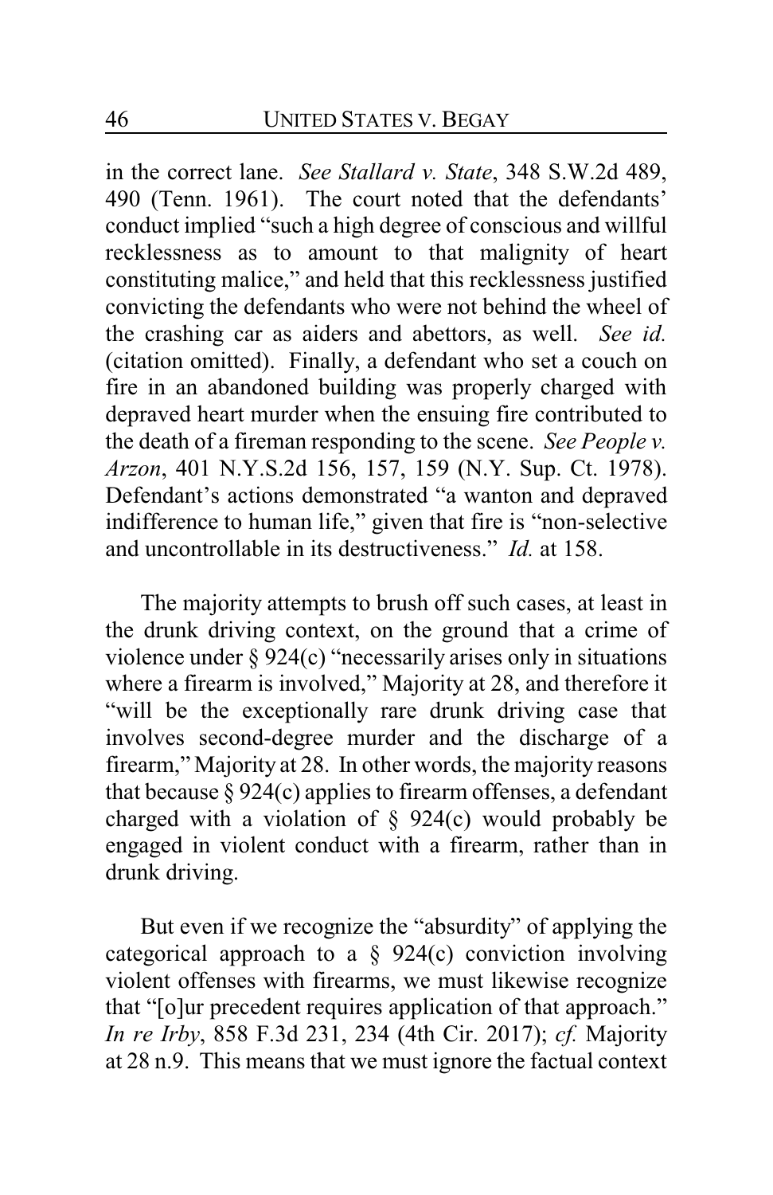in the correct lane. *See Stallard v. State*, 348 S.W.2d 489, 490 (Tenn. 1961). The court noted that the defendants' conduct implied "such a high degree of conscious and willful recklessness as to amount to that malignity of heart constituting malice," and held that this recklessness justified convicting the defendants who were not behind the wheel of the crashing car as aiders and abettors, as well. *See id.* (citation omitted). Finally, a defendant who set a couch on fire in an abandoned building was properly charged with depraved heart murder when the ensuing fire contributed to the death of a fireman responding to the scene. *See People v. Arzon*, 401 N.Y.S.2d 156, 157, 159 (N.Y. Sup. Ct. 1978). Defendant's actions demonstrated "a wanton and depraved indifference to human life," given that fire is "non-selective and uncontrollable in its destructiveness." *Id.* at 158.

The majority attempts to brush off such cases, at least in the drunk driving context, on the ground that a crime of violence under § 924(c) "necessarily arises only in situations where a firearm is involved," Majority at 28, and therefore it "will be the exceptionally rare drunk driving case that involves second-degree murder and the discharge of a firearm," Majority at 28. In other words, the majority reasons that because § 924(c) applies to firearm offenses, a defendant charged with a violation of § 924(c) would probably be engaged in violent conduct with a firearm, rather than in drunk driving.

But even if we recognize the "absurdity" of applying the categorical approach to a § 924(c) conviction involving violent offenses with firearms, we must likewise recognize that "[o]ur precedent requires application of that approach." *In re Irby*, 858 F.3d 231, 234 (4th Cir. 2017); *cf.* Majority at 28 n.9. This means that we must ignore the factual context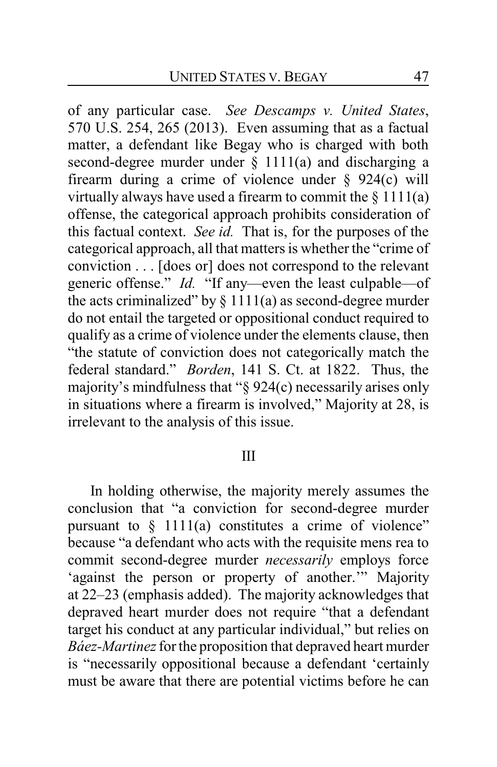of any particular case. *See Descamps v. United States*, 570 U.S. 254, 265 (2013). Even assuming that as a factual matter, a defendant like Begay who is charged with both second-degree murder under § 1111(a) and discharging a firearm during a crime of violence under § 924(c) will virtually always have used a firearm to commit the § 1111(a) offense, the categorical approach prohibits consideration of this factual context. *See id.* That is, for the purposes of the categorical approach, all that matters is whether the "crime of conviction . . . [does or] does not correspond to the relevant generic offense." *Id.* "If any—even the least culpable—of the acts criminalized" by § 1111(a) as second-degree murder do not entail the targeted or oppositional conduct required to qualify as a crime of violence under the elements clause, then "the statute of conviction does not categorically match the federal standard." *Borden*, 141 S. Ct. at 1822. Thus, the majority's mindfulness that "§ 924(c) necessarily arises only in situations where a firearm is involved," Majority at 28, is irrelevant to the analysis of this issue.

## III

In holding otherwise, the majority merely assumes the conclusion that "a conviction for second-degree murder pursuant to § 1111(a) constitutes a crime of violence" because "a defendant who acts with the requisite mens rea to commit second-degree murder *necessarily* employs force 'against the person or property of another.'" Majority at 22–23 (emphasis added). The majority acknowledges that depraved heart murder does not require "that a defendant target his conduct at any particular individual," but relies on *Báez-Martinez* for the proposition that depraved heart murder is "necessarily oppositional because a defendant 'certainly must be aware that there are potential victims before he can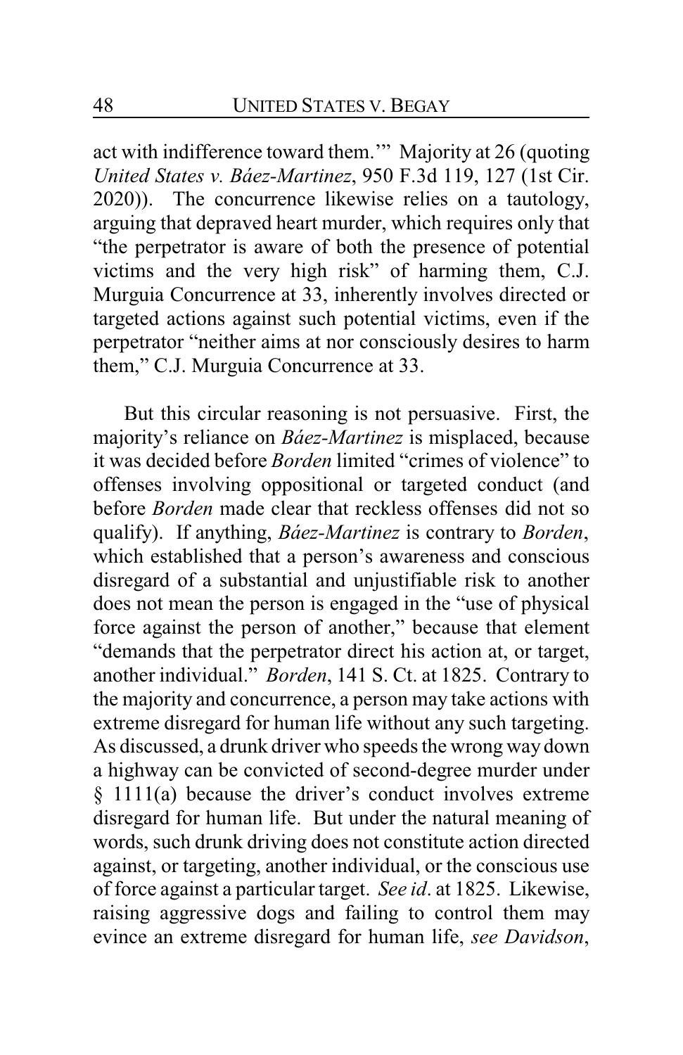act with indifference toward them.'" Majority at 26 (quoting *United States v. Báez-Martinez*, 950 F.3d 119, 127 (1st Cir. 2020)). The concurrence likewise relies on a tautology, arguing that depraved heart murder, which requires only that "the perpetrator is aware of both the presence of potential victims and the very high risk" of harming them, C.J. Murguia Concurrence at 33, inherently involves directed or targeted actions against such potential victims, even if the perpetrator "neither aims at nor consciously desires to harm them," C.J. Murguia Concurrence at 33.

But this circular reasoning is not persuasive. First, the majority's reliance on *Báez-Martinez* is misplaced, because it was decided before *Borden* limited "crimes of violence" to offenses involving oppositional or targeted conduct (and before *Borden* made clear that reckless offenses did not so qualify). If anything, *Báez-Martinez* is contrary to *Borden*, which established that a person's awareness and conscious disregard of a substantial and unjustifiable risk to another does not mean the person is engaged in the "use of physical force against the person of another," because that element "demands that the perpetrator direct his action at, or target, another individual." *Borden*, 141 S. Ct. at 1825. Contrary to the majority and concurrence, a person may take actions with extreme disregard for human life without any such targeting. As discussed, a drunk driver who speeds the wrong way down a highway can be convicted of second-degree murder under § 1111(a) because the driver's conduct involves extreme disregard for human life. But under the natural meaning of words, such drunk driving does not constitute action directed against, or targeting, another individual, or the conscious use of force against a particular target. *See id*. at 1825. Likewise, raising aggressive dogs and failing to control them may evince an extreme disregard for human life, *see Davidson*,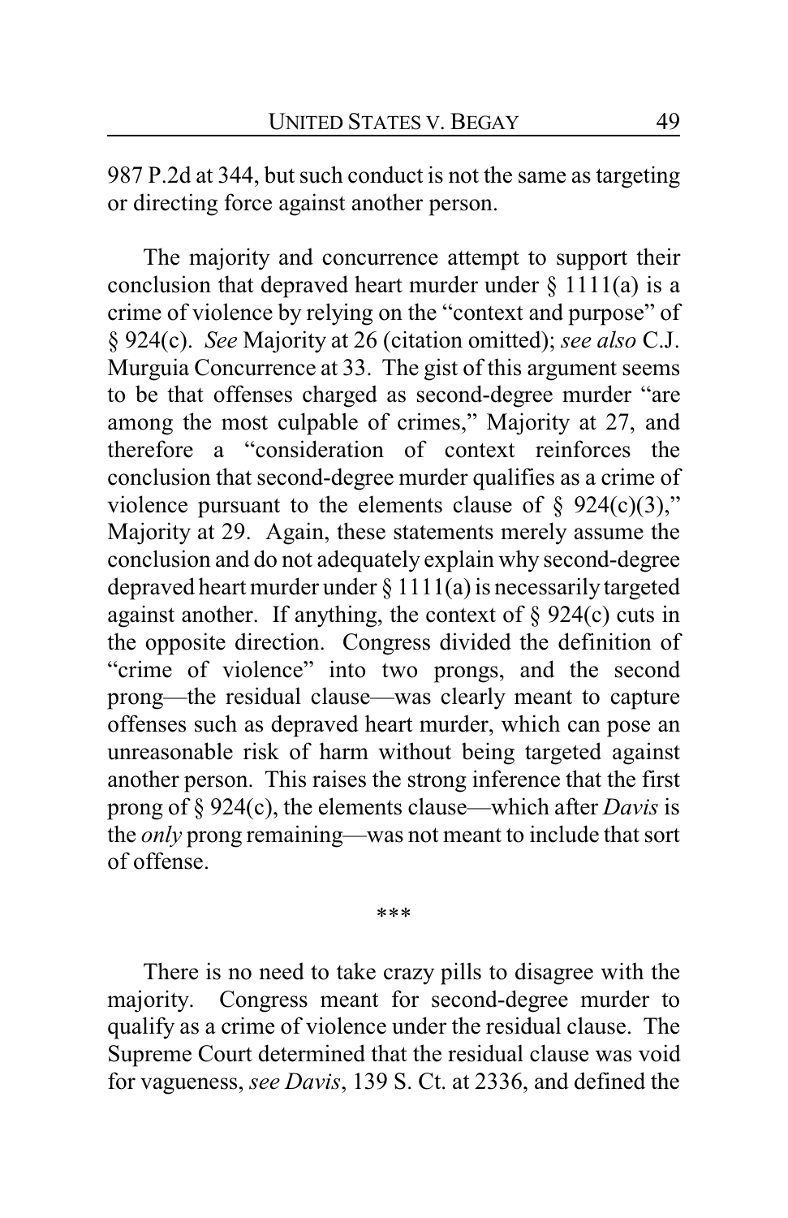987 P.2d at 344, but such conduct is not the same as targeting or directing force against another person.

The majority and concurrence attempt to support their conclusion that depraved heart murder under § 1111(a) is a crime of violence by relying on the "context and purpose" of § 924(c). *See* Majority at 26 (citation omitted); *see also* C.J. Murguia Concurrence at 33. The gist of this argument seems to be that offenses charged as second-degree murder "are among the most culpable of crimes," Majority at 27, and therefore a "consideration of context reinforces the conclusion that second-degree murder qualifies as a crime of violence pursuant to the elements clause of § 924(c)(3)," Majority at 29. Again, these statements merely assume the conclusion and do not adequately explain why second-degree depraved heart murder under § 1111(a) is necessarily targeted against another. If anything, the context of § 924(c) cuts in the opposite direction. Congress divided the definition of "crime of violence" into two prongs, and the second prong—the residual clause—was clearly meant to capture offenses such as depraved heart murder, which can pose an unreasonable risk of harm without being targeted against another person. This raises the strong inference that the first prong of § 924(c), the elements clause—which after *Davis* is the *only* prong remaining—was not meant to include that sort of offense.

\*\*\*

There is no need to take crazy pills to disagree with the majority. Congress meant for second-degree murder to qualify as a crime of violence under the residual clause. The Supreme Court determined that the residual clause was void for vagueness, *see Davis*, 139 S. Ct. at 2336, and defined the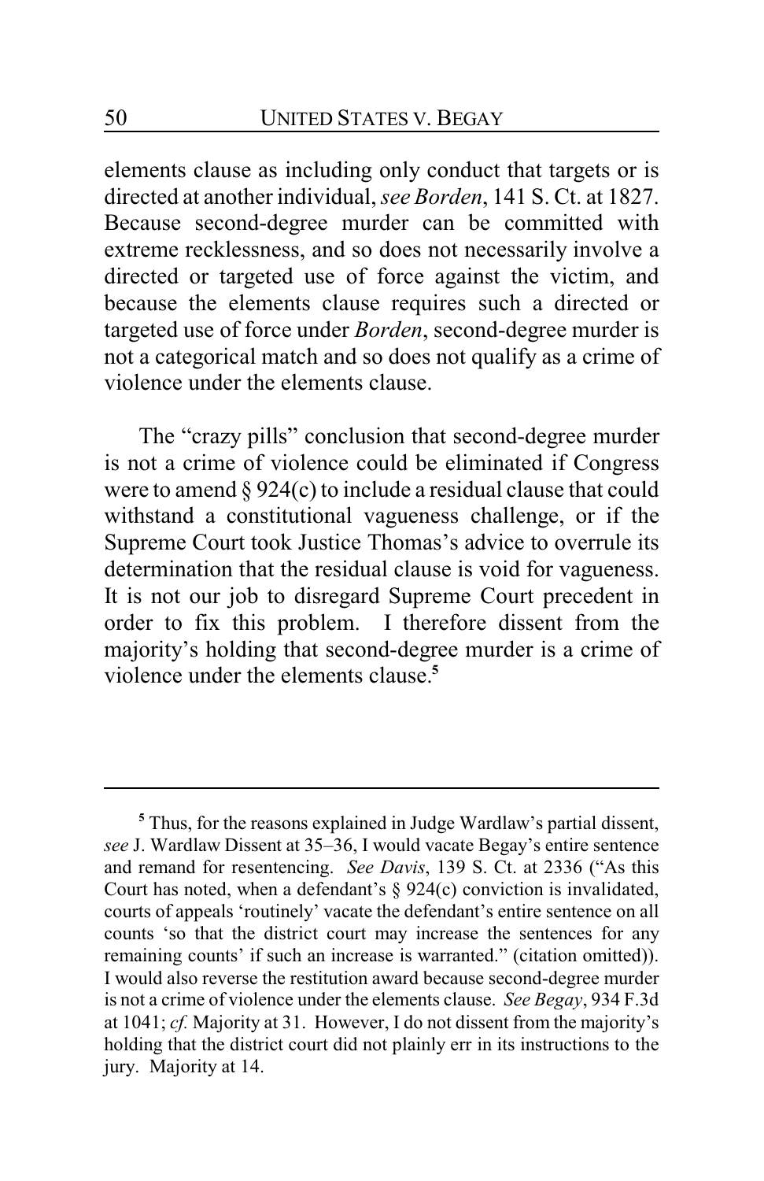elements clause as including only conduct that targets or is directed at another individual, *see Borden*, 141 S. Ct. at 1827. Because second-degree murder can be committed with extreme recklessness, and so does not necessarily involve a directed or targeted use of force against the victim, and because the elements clause requires such a directed or targeted use of force under *Borden*, second-degree murder is not a categorical match and so does not qualify as a crime of violence under the elements clause.

The "crazy pills" conclusion that second-degree murder is not a crime of violence could be eliminated if Congress were to amend § 924(c) to include a residual clause that could withstand a constitutional vagueness challenge, or if the Supreme Court took Justice Thomas's advice to overrule its determination that the residual clause is void for vagueness. It is not our job to disregard Supreme Court precedent in order to fix this problem. I therefore dissent from the majority's holding that second-degree murder is a crime of violence under the elements clause.[5]

---

[5] Thus, for the reasons explained in Judge Wardlaw's partial dissent, *see* J. Wardlaw Dissent at 35–36, I would vacate Begay's entire sentence and remand for resentencing. *See Davis*, 139 S. Ct. at 2336 ("As this Court has noted, when a defendant's § 924(c) conviction is invalidated, courts of appeals 'routinely' vacate the defendant's entire sentence on all counts 'so that the district court may increase the sentences for any remaining counts' if such an increase is warranted." (citation omitted)). I would also reverse the restitution award because second-degree murder is not a crime of violence under the elements clause. *See Begay*, 934 F.3d at 1041; *cf.* Majority at 31. However, I do not dissent from the majority's holding that the district court did not plainly err in its instructions to the jury. Majority at 14.